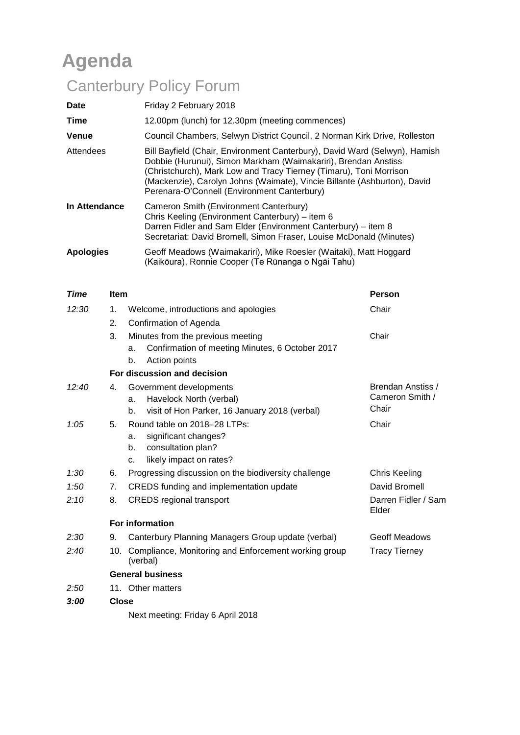# Agenda

## Canterbury Policy Forum

| | |
|---|---|
| **Date** | Friday 2 February 2018 |
| **Time** | 12.00pm (lunch) for 12.30pm (meeting commences) |
| **Venue** | Council Chambers, Selwyn District Council, 2 Norman Kirk Drive, Rolleston |
| Attendees | Bill Bayfield (Chair, Environment Canterbury), David Ward (Selwyn), Hamish Dobbie (Hurunui), Simon Markham (Waimakariri), Brendan Anstiss (Christchurch), Mark Low and Tracy Tierney (Timaru), Toni Morrison (Mackenzie), Carolyn Johns (Waimate), Vincie Billante (Ashburton), David Perenara-O'Connell (Environment Canterbury) |
| **In Attendance** | Cameron Smith (Environment Canterbury)<br>Chris Keeling (Environment Canterbury) – item 6<br>Darren Fidler and Sam Elder (Environment Canterbury) – item 8<br>Secretariat: David Bromell, Simon Fraser, Louise McDonald (Minutes) |
| **Apologies** | Geoff Meadows (Waimakariri), Mike Roesler (Waitaki), Matt Hoggard (Kaikōura), Ronnie Cooper (Te Rūnanga o Ngāi Tahu) |

| *Time* | **Item** | | **Person** |
|---|---|---|---|
| *12:30* | 1. | Welcome, introductions and apologies | Chair |
| | 2. | Confirmation of Agenda | |
| | 3. | Minutes from the previous meeting<br>a. Confirmation of meeting Minutes, 6 October 2017<br>b. Action points | Chair |
| | | **For discussion and decision** | |
| *12:40* | 4. | Government developments<br>a. Havelock North (verbal)<br>b. visit of Hon Parker, 16 January 2018 (verbal) | Brendan Anstiss / Cameron Smith / Chair |
| *1:05* | 5. | Round table on 2018–28 LTPs:<br>a. significant changes?<br>b. consultation plan?<br>c. likely impact on rates? | Chair |
| *1:30* | 6. | Progressing discussion on the biodiversity challenge | Chris Keeling |
| *1:50* | 7. | CREDS funding and implementation update | David Bromell |
| *2:10* | 8. | CREDS regional transport | Darren Fidler / Sam Elder |
| | | **For information** | |
| *2:30* | 9. | Canterbury Planning Managers Group update (verbal) | Geoff Meadows |
| *2:40* | 10. | Compliance, Monitoring and Enforcement working group (verbal) | Tracy Tierney |
| | | **General business** | |
| *2:50* | 11. | Other matters | |
| ***3:00*** | **Close** | | |
| | | Next meeting: Friday 6 April 2018 | |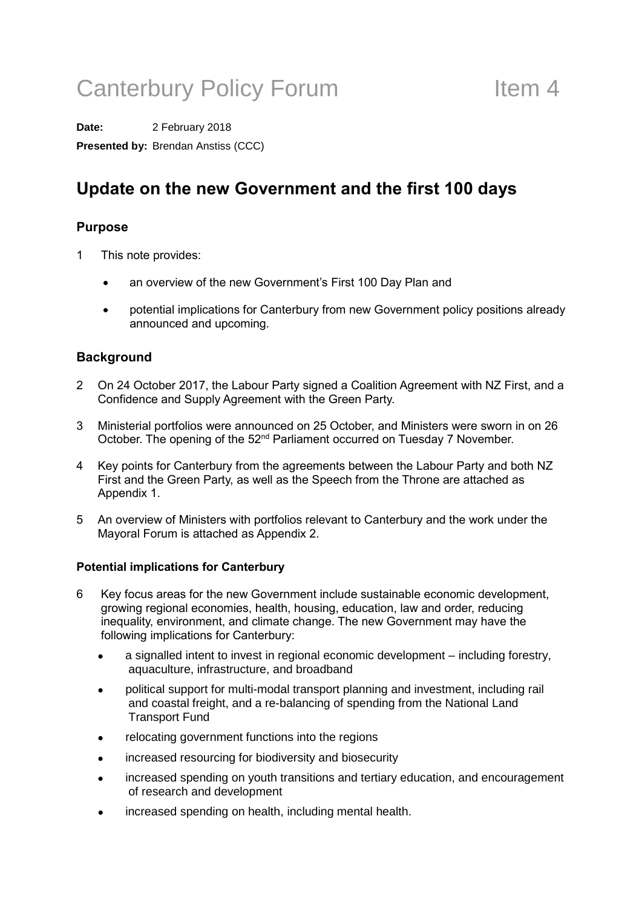# Canterbury Policy Forum Item 4

**Date:** 2 February 2018

**Presented by:** Brendan Anstiss (CCC)

## Update on the new Government and the first 100 days

### Purpose

1 This note provides:

- an overview of the new Government's First 100 Day Plan and
- potential implications for Canterbury from new Government policy positions already announced and upcoming.

### Background

2 On 24 October 2017, the Labour Party signed a Coalition Agreement with NZ First, and a Confidence and Supply Agreement with the Green Party.

3 Ministerial portfolios were announced on 25 October, and Ministers were sworn in on 26 October. The opening of the 52nd Parliament occurred on Tuesday 7 November.

4 Key points for Canterbury from the agreements between the Labour Party and both NZ First and the Green Party, as well as the Speech from the Throne are attached as Appendix 1.

5 An overview of Ministers with portfolios relevant to Canterbury and the work under the Mayoral Forum is attached as Appendix 2.

#### Potential implications for Canterbury

6 Key focus areas for the new Government include sustainable economic development, growing regional economies, health, housing, education, law and order, reducing inequality, environment, and climate change. The new Government may have the following implications for Canterbury:

- a signalled intent to invest in regional economic development – including forestry, aquaculture, infrastructure, and broadband
- political support for multi-modal transport planning and investment, including rail and coastal freight, and a re-balancing of spending from the National Land Transport Fund
- relocating government functions into the regions
- increased resourcing for biodiversity and biosecurity
- increased spending on youth transitions and tertiary education, and encouragement of research and development
- increased spending on health, including mental health.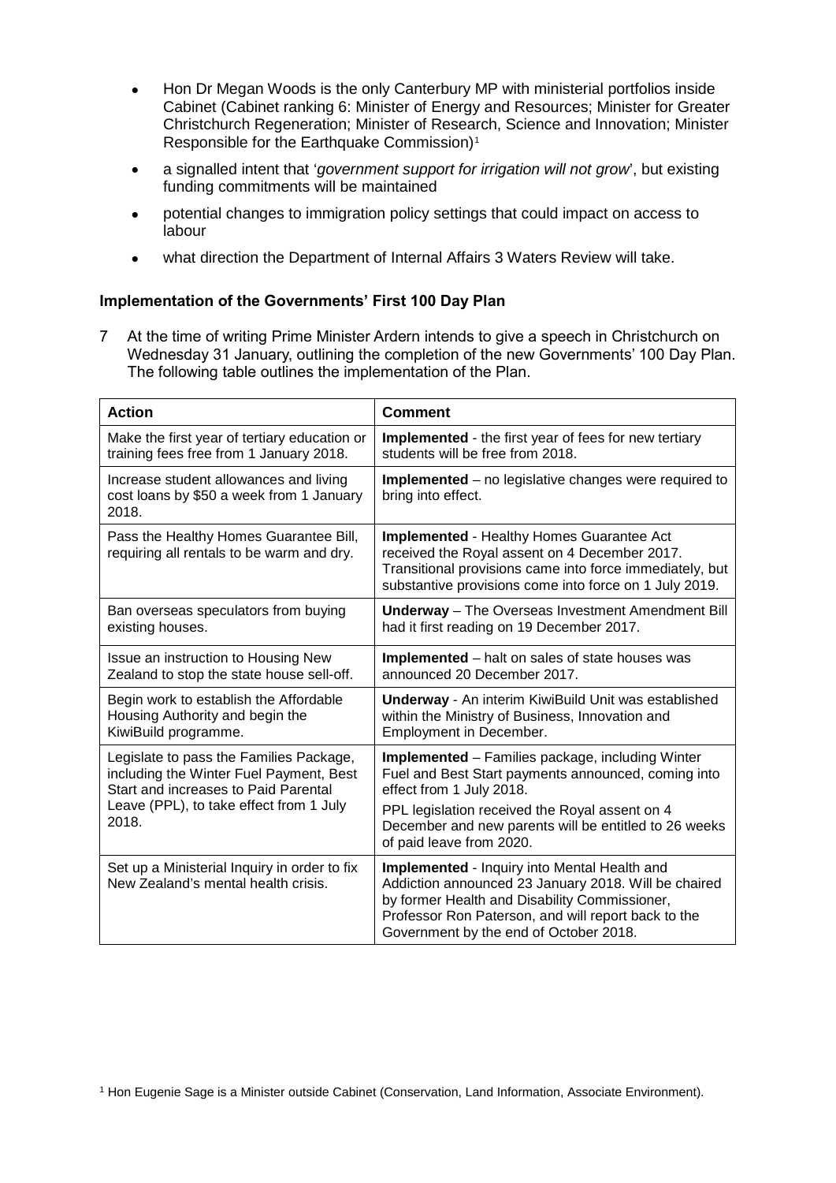- Hon Dr Megan Woods is the only Canterbury MP with ministerial portfolios inside Cabinet (Cabinet ranking 6: Minister of Energy and Resources; Minister for Greater Christchurch Regeneration; Minister of Research, Science and Innovation; Minister Responsible for the Earthquake Commission)[1]
- a signalled intent that '*government support for irrigation will not grow*', but existing funding commitments will be maintained
- potential changes to immigration policy settings that could impact on access to labour
- what direction the Department of Internal Affairs 3 Waters Review will take.

### Implementation of the Governments' First 100 Day Plan

7 At the time of writing Prime Minister Ardern intends to give a speech in Christchurch on Wednesday 31 January, outlining the completion of the new Governments' 100 Day Plan. The following table outlines the implementation of the Plan.

| Action | Comment |
|---|---|
| Make the first year of tertiary education or training fees free from 1 January 2018. | **Implemented** - the first year of fees for new tertiary students will be free from 2018. |
| Increase student allowances and living cost loans by $50 a week from 1 January 2018. | **Implemented** – no legislative changes were required to bring into effect. |
| Pass the Healthy Homes Guarantee Bill, requiring all rentals to be warm and dry. | **Implemented** - Healthy Homes Guarantee Act received the Royal assent on 4 December 2017. Transitional provisions came into force immediately, but substantive provisions come into force on 1 July 2019. |
| Ban overseas speculators from buying existing houses. | **Underway** – The Overseas Investment Amendment Bill had it first reading on 19 December 2017. |
| Issue an instruction to Housing New Zealand to stop the state house sell-off. | **Implemented** – halt on sales of state houses was announced 20 December 2017. |
| Begin work to establish the Affordable Housing Authority and begin the KiwiBuild programme. | **Underway** - An interim KiwiBuild Unit was established within the Ministry of Business, Innovation and Employment in December. |
| Legislate to pass the Families Package, including the Winter Fuel Payment, Best Start and increases to Paid Parental Leave (PPL), to take effect from 1 July 2018. | **Implemented** – Families package, including Winter Fuel and Best Start payments announced, coming into effect from 1 July 2018.<br>PPL legislation received the Royal assent on 4 December and new parents will be entitled to 26 weeks of paid leave from 2020. |
| Set up a Ministerial Inquiry in order to fix New Zealand's mental health crisis. | **Implemented** - Inquiry into Mental Health and Addiction announced 23 January 2018. Will be chaired by former Health and Disability Commissioner, Professor Ron Paterson, and will report back to the Government by the end of October 2018. |

[1] Hon Eugenie Sage is a Minister outside Cabinet (Conservation, Land Information, Associate Environment).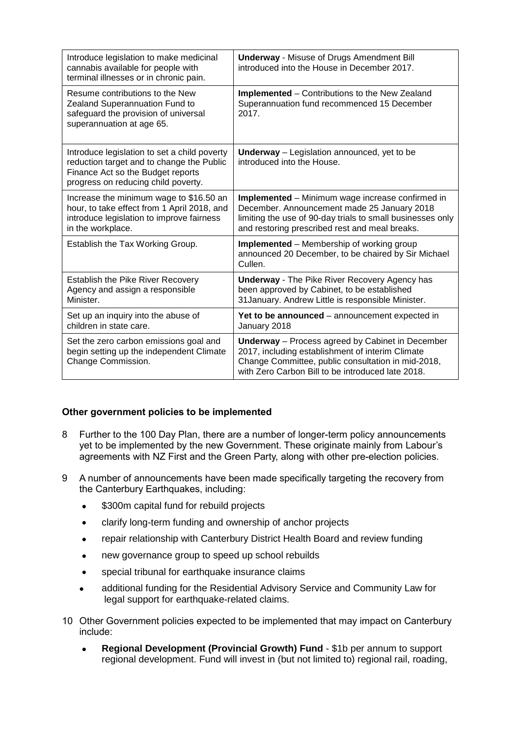| Introduce legislation to make medicinal cannabis available for people with terminal illnesses or in chronic pain. | **Underway** - Misuse of Drugs Amendment Bill introduced into the House in December 2017. |
|---|---|
| Resume contributions to the New Zealand Superannuation Fund to safeguard the provision of universal superannuation at age 65. | **Implemented** – Contributions to the New Zealand Superannuation fund recommenced 15 December 2017. |
| Introduce legislation to set a child poverty reduction target and to change the Public Finance Act so the Budget reports progress on reducing child poverty. | **Underway** – Legislation announced, yet to be introduced into the House. |
| Increase the minimum wage to \$16.50 an hour, to take effect from 1 April 2018, and introduce legislation to improve fairness in the workplace. | **Implemented** – Minimum wage increase confirmed in December. Announcement made 25 January 2018 limiting the use of 90-day trials to small businesses only and restoring prescribed rest and meal breaks. |
| Establish the Tax Working Group. | **Implemented** – Membership of working group announced 20 December, to be chaired by Sir Michael Cullen. |
| Establish the Pike River Recovery Agency and assign a responsible Minister. | **Underway** - The Pike River Recovery Agency has been approved by Cabinet, to be established 31January. Andrew Little is responsible Minister. |
| Set up an inquiry into the abuse of children in state care. | **Yet to be announced** – announcement expected in January 2018 |
| Set the zero carbon emissions goal and begin setting up the independent Climate Change Commission. | **Underway** – Process agreed by Cabinet in December 2017, including establishment of interim Climate Change Committee, public consultation in mid-2018, with Zero Carbon Bill to be introduced late 2018. |

### Other government policies to be implemented

8 Further to the 100 Day Plan, there are a number of longer-term policy announcements yet to be implemented by the new Government. These originate mainly from Labour's agreements with NZ First and the Green Party, along with other pre-election policies.

9 A number of announcements have been made specifically targeting the recovery from the Canterbury Earthquakes, including:

- \$300m capital fund for rebuild projects
- clarify long-term funding and ownership of anchor projects
- repair relationship with Canterbury District Health Board and review funding
- new governance group to speed up school rebuilds
- special tribunal for earthquake insurance claims
- additional funding for the Residential Advisory Service and Community Law for legal support for earthquake-related claims.

10 Other Government policies expected to be implemented that may impact on Canterbury include:

- **Regional Development (Provincial Growth) Fund** - \$1b per annum to support regional development. Fund will invest in (but not limited to) regional rail, roading,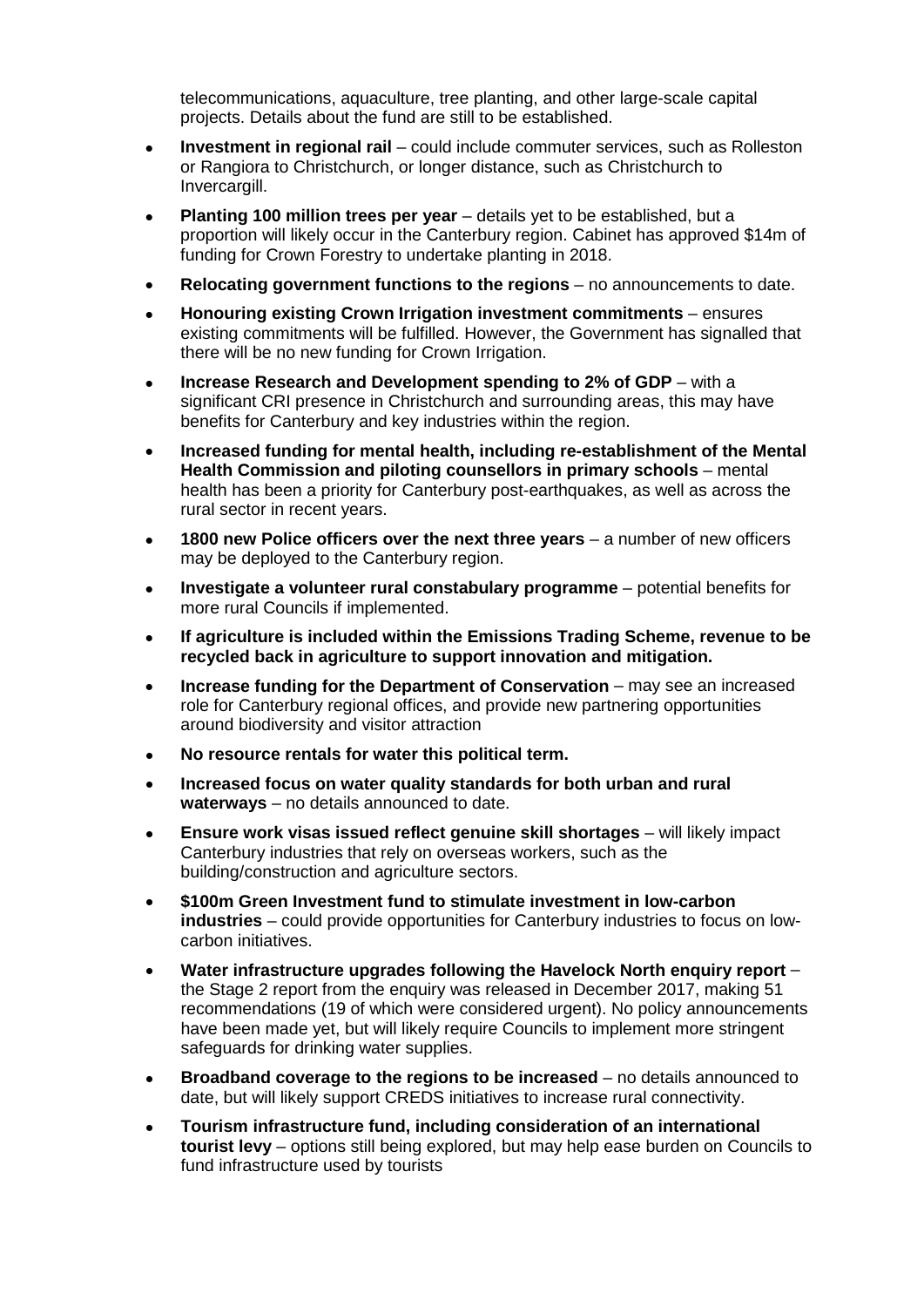telecommunications, aquaculture, tree planting, and other large-scale capital projects. Details about the fund are still to be established.

- **Investment in regional rail** – could include commuter services, such as Rolleston or Rangiora to Christchurch, or longer distance, such as Christchurch to Invercargill.
- **Planting 100 million trees per year** – details yet to be established, but a proportion will likely occur in the Canterbury region. Cabinet has approved $14m of funding for Crown Forestry to undertake planting in 2018.
- **Relocating government functions to the regions** – no announcements to date.
- **Honouring existing Crown Irrigation investment commitments** – ensures existing commitments will be fulfilled. However, the Government has signalled that there will be no new funding for Crown Irrigation.
- **Increase Research and Development spending to 2% of GDP** – with a significant CRI presence in Christchurch and surrounding areas, this may have benefits for Canterbury and key industries within the region.
- **Increased funding for mental health, including re-establishment of the Mental Health Commission and piloting counsellors in primary schools** – mental health has been a priority for Canterbury post-earthquakes, as well as across the rural sector in recent years.
- **1800 new Police officers over the next three years** – a number of new officers may be deployed to the Canterbury region.
- **Investigate a volunteer rural constabulary programme** – potential benefits for more rural Councils if implemented.
- **If agriculture is included within the Emissions Trading Scheme, revenue to be recycled back in agriculture to support innovation and mitigation.**
- **Increase funding for the Department of Conservation** – may see an increased role for Canterbury regional offices, and provide new partnering opportunities around biodiversity and visitor attraction
- **No resource rentals for water this political term.**
- **Increased focus on water quality standards for both urban and rural waterways** – no details announced to date.
- **Ensure work visas issued reflect genuine skill shortages** – will likely impact Canterbury industries that rely on overseas workers, such as the building/construction and agriculture sectors.
- **$100m Green Investment fund to stimulate investment in low-carbon industries** – could provide opportunities for Canterbury industries to focus on low-carbon initiatives.
- **Water infrastructure upgrades following the Havelock North enquiry report** – the Stage 2 report from the enquiry was released in December 2017, making 51 recommendations (19 of which were considered urgent). No policy announcements have been made yet, but will likely require Councils to implement more stringent safeguards for drinking water supplies.
- **Broadband coverage to the regions to be increased** – no details announced to date, but will likely support CREDS initiatives to increase rural connectivity.
- **Tourism infrastructure fund, including consideration of an international tourist levy** – options still being explored, but may help ease burden on Councils to fund infrastructure used by tourists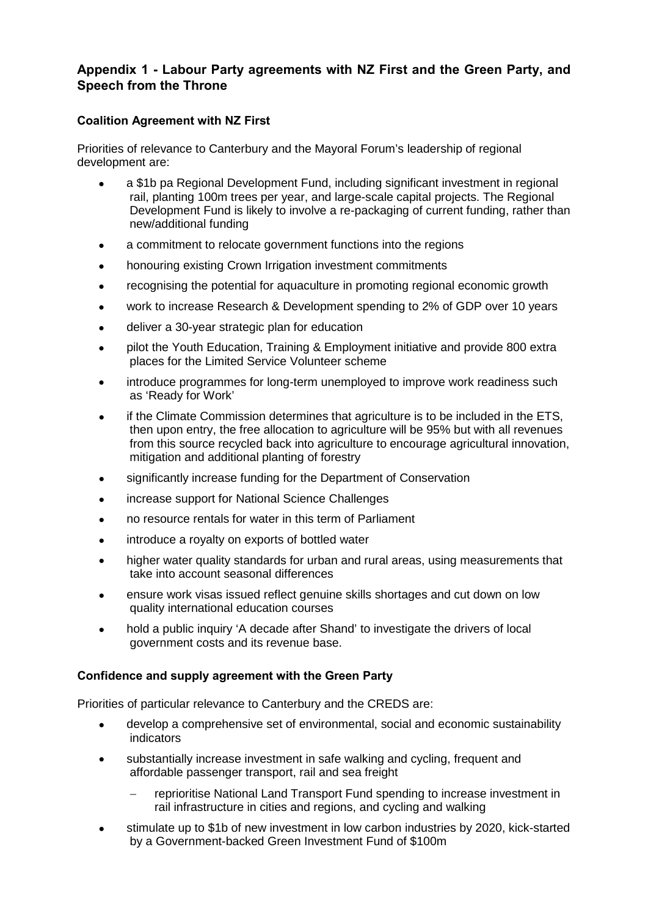## Appendix 1 - Labour Party agreements with NZ First and the Green Party, and Speech from the Throne

### Coalition Agreement with NZ First

Priorities of relevance to Canterbury and the Mayoral Forum's leadership of regional development are:

- a $1b pa Regional Development Fund, including significant investment in regional rail, planting 100m trees per year, and large-scale capital projects. The Regional Development Fund is likely to involve a re-packaging of current funding, rather than new/additional funding
- a commitment to relocate government functions into the regions
- honouring existing Crown Irrigation investment commitments
- recognising the potential for aquaculture in promoting regional economic growth
- work to increase Research & Development spending to 2% of GDP over 10 years
- deliver a 30-year strategic plan for education
- pilot the Youth Education, Training & Employment initiative and provide 800 extra places for the Limited Service Volunteer scheme
- introduce programmes for long-term unemployed to improve work readiness such as 'Ready for Work'
- if the Climate Commission determines that agriculture is to be included in the ETS, then upon entry, the free allocation to agriculture will be 95% but with all revenues from this source recycled back into agriculture to encourage agricultural innovation, mitigation and additional planting of forestry
- significantly increase funding for the Department of Conservation
- increase support for National Science Challenges
- no resource rentals for water in this term of Parliament
- introduce a royalty on exports of bottled water
- higher water quality standards for urban and rural areas, using measurements that take into account seasonal differences
- ensure work visas issued reflect genuine skills shortages and cut down on low quality international education courses
- hold a public inquiry 'A decade after Shand' to investigate the drivers of local government costs and its revenue base.

### Confidence and supply agreement with the Green Party

Priorities of particular relevance to Canterbury and the CREDS are:

- develop a comprehensive set of environmental, social and economic sustainability indicators
- substantially increase investment in safe walking and cycling, frequent and affordable passenger transport, rail and sea freight
  - reprioritise National Land Transport Fund spending to increase investment in rail infrastructure in cities and regions, and cycling and walking
- stimulate up to $1b of new investment in low carbon industries by 2020, kick-started by a Government-backed Green Investment Fund of $100m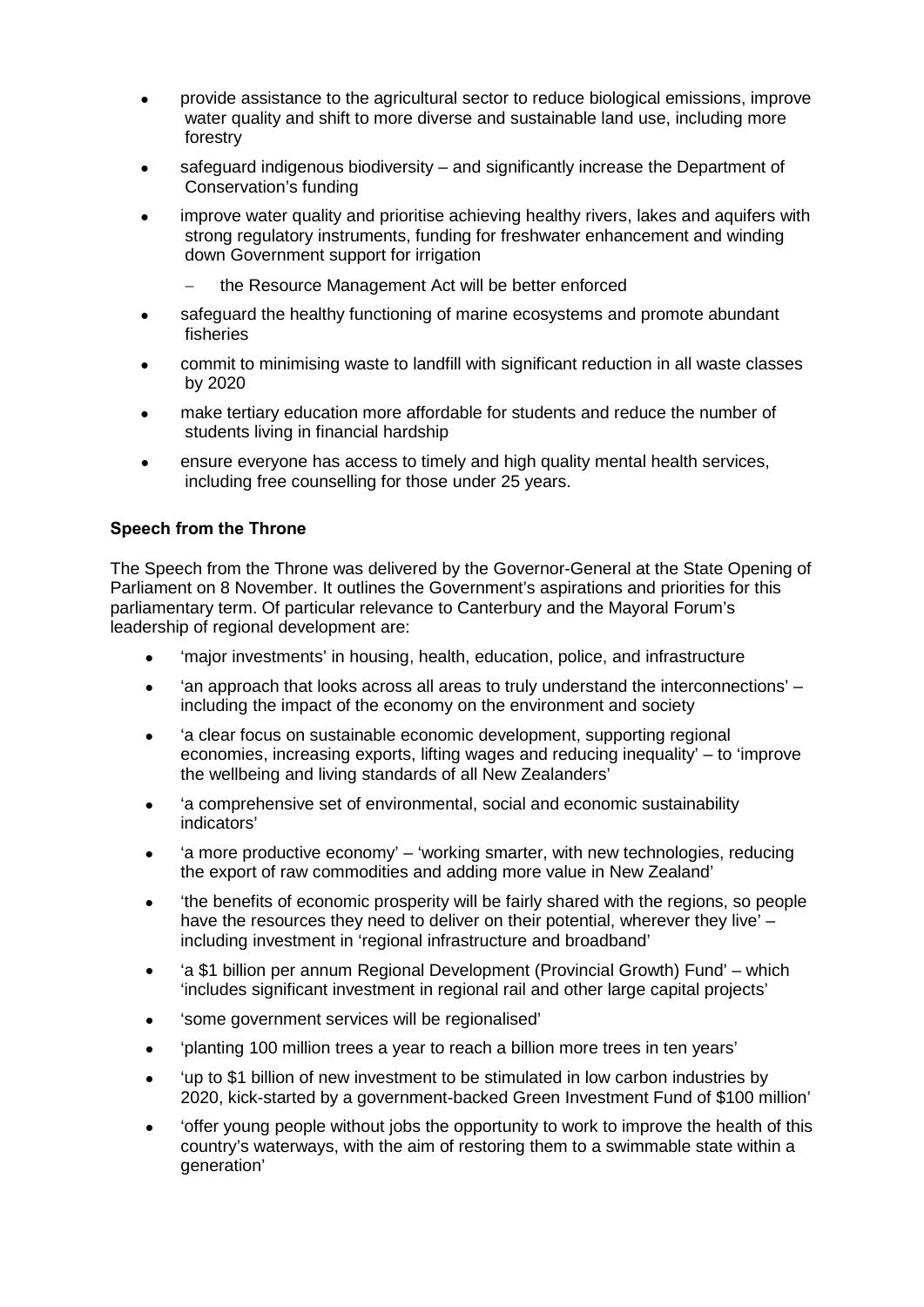- provide assistance to the agricultural sector to reduce biological emissions, improve water quality and shift to more diverse and sustainable land use, including more forestry
- safeguard indigenous biodiversity – and significantly increase the Department of Conservation's funding
- improve water quality and prioritise achieving healthy rivers, lakes and aquifers with strong regulatory instruments, funding for freshwater enhancement and winding down Government support for irrigation
  - the Resource Management Act will be better enforced
- safeguard the healthy functioning of marine ecosystems and promote abundant fisheries
- commit to minimising waste to landfill with significant reduction in all waste classes by 2020
- make tertiary education more affordable for students and reduce the number of students living in financial hardship
- ensure everyone has access to timely and high quality mental health services, including free counselling for those under 25 years.

**Speech from the Throne**

The Speech from the Throne was delivered by the Governor-General at the State Opening of Parliament on 8 November. It outlines the Government's aspirations and priorities for this parliamentary term. Of particular relevance to Canterbury and the Mayoral Forum's leadership of regional development are:

- 'major investments' in housing, health, education, police, and infrastructure
- 'an approach that looks across all areas to truly understand the interconnections' – including the impact of the economy on the environment and society
- 'a clear focus on sustainable economic development, supporting regional economies, increasing exports, lifting wages and reducing inequality' – to 'improve the wellbeing and living standards of all New Zealanders'
- 'a comprehensive set of environmental, social and economic sustainability indicators'
- 'a more productive economy' – 'working smarter, with new technologies, reducing the export of raw commodities and adding more value in New Zealand'
- 'the benefits of economic prosperity will be fairly shared with the regions, so people have the resources they need to deliver on their potential, wherever they live' – including investment in 'regional infrastructure and broadband'
- 'a $1 billion per annum Regional Development (Provincial Growth) Fund' – which 'includes significant investment in regional rail and other large capital projects'
- 'some government services will be regionalised'
- 'planting 100 million trees a year to reach a billion more trees in ten years'
- 'up to $1 billion of new investment to be stimulated in low carbon industries by 2020, kick-started by a government-backed Green Investment Fund of $100 million'
- 'offer young people without jobs the opportunity to work to improve the health of this country's waterways, with the aim of restoring them to a swimmable state within a generation'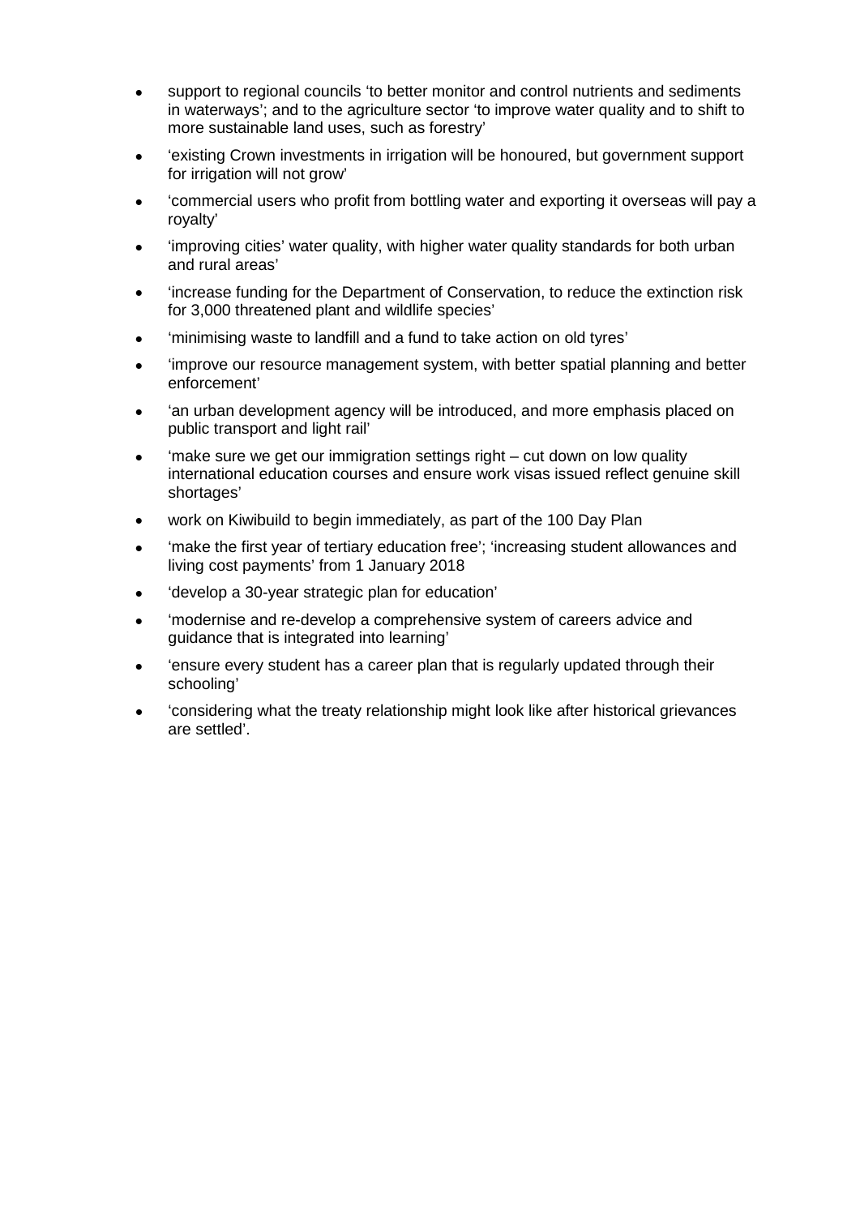- support to regional councils 'to better monitor and control nutrients and sediments in waterways'; and to the agriculture sector 'to improve water quality and to shift to more sustainable land uses, such as forestry'
- 'existing Crown investments in irrigation will be honoured, but government support for irrigation will not grow'
- 'commercial users who profit from bottling water and exporting it overseas will pay a royalty'
- 'improving cities' water quality, with higher water quality standards for both urban and rural areas'
- 'increase funding for the Department of Conservation, to reduce the extinction risk for 3,000 threatened plant and wildlife species'
- 'minimising waste to landfill and a fund to take action on old tyres'
- 'improve our resource management system, with better spatial planning and better enforcement'
- 'an urban development agency will be introduced, and more emphasis placed on public transport and light rail'
- 'make sure we get our immigration settings right – cut down on low quality international education courses and ensure work visas issued reflect genuine skill shortages'
- work on Kiwibuild to begin immediately, as part of the 100 Day Plan
- 'make the first year of tertiary education free'; 'increasing student allowances and living cost payments' from 1 January 2018
- 'develop a 30-year strategic plan for education'
- 'modernise and re-develop a comprehensive system of careers advice and guidance that is integrated into learning'
- 'ensure every student has a career plan that is regularly updated through their schooling'
- 'considering what the treaty relationship might look like after historical grievances are settled'.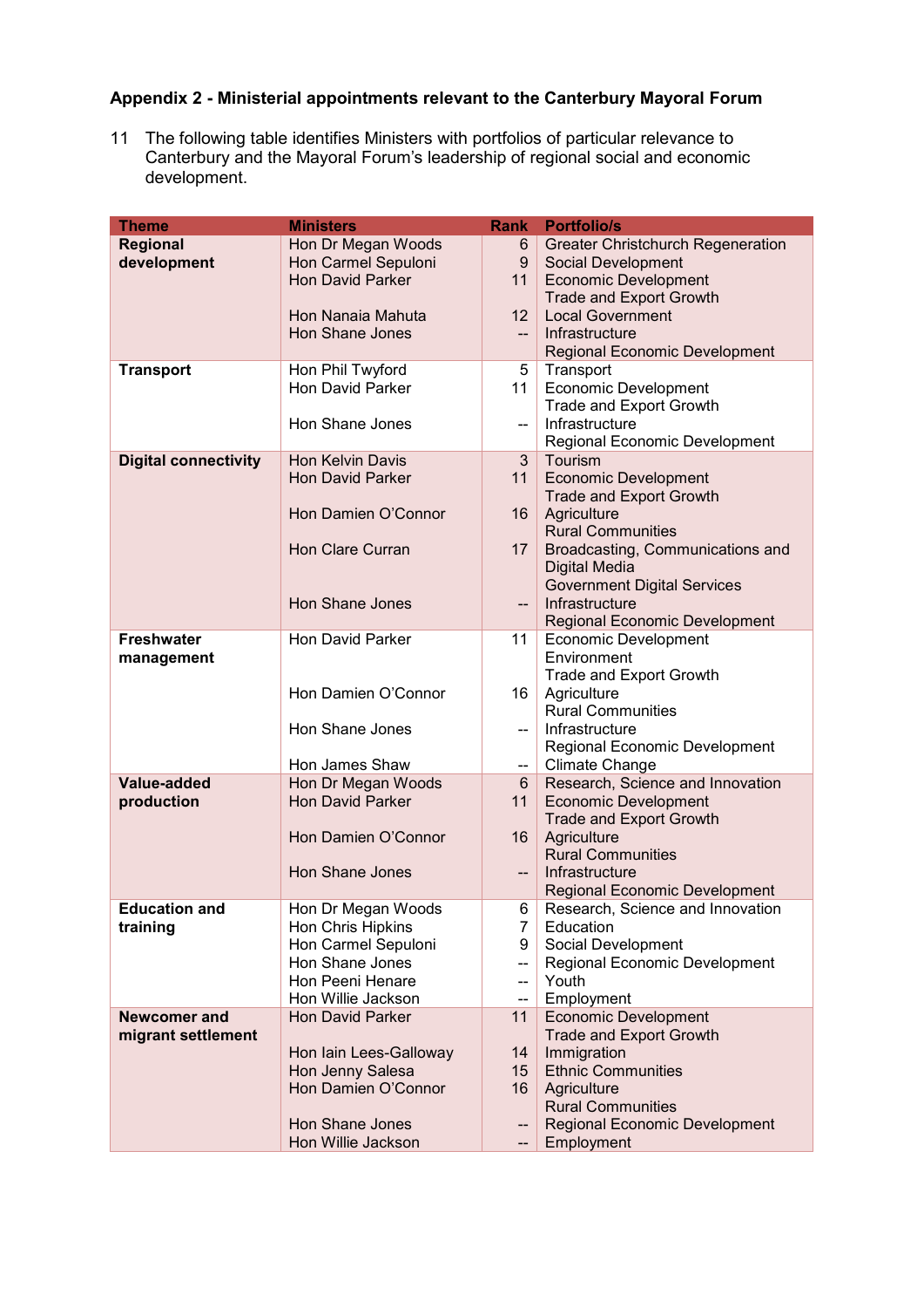**Appendix 2 - Ministerial appointments relevant to the Canterbury Mayoral Forum**

11 The following table identifies Ministers with portfolios of particular relevance to Canterbury and the Mayoral Forum's leadership of regional social and economic development.

| Theme | Ministers | Rank | Portfolio/s |
|---|---|---|---|
| **Regional development** | Hon Dr Megan Woods | 6 | Greater Christchurch Regeneration |
| | Hon Carmel Sepuloni | 9 | Social Development |
| | Hon David Parker | 11 | Economic Development<br>Trade and Export Growth |
| | Hon Nanaia Mahuta | 12 | Local Government |
| | Hon Shane Jones | -- | Infrastructure<br>Regional Economic Development |
| **Transport** | Hon Phil Twyford | 5 | Transport |
| | Hon David Parker | 11 | Economic Development<br>Trade and Export Growth |
| | Hon Shane Jones | -- | Infrastructure<br>Regional Economic Development |
| **Digital connectivity** | Hon Kelvin Davis | 3 | Tourism |
| | Hon David Parker | 11 | Economic Development<br>Trade and Export Growth |
| | Hon Damien O'Connor | 16 | Agriculture<br>Rural Communities |
| | Hon Clare Curran | 17 | Broadcasting, Communications and Digital Media<br>Government Digital Services |
| | Hon Shane Jones | -- | Infrastructure<br>Regional Economic Development |
| **Freshwater management** | Hon David Parker | 11 | Economic Development<br>Environment<br>Trade and Export Growth |
| | Hon Damien O'Connor | 16 | Agriculture<br>Rural Communities |
| | Hon Shane Jones | -- | Infrastructure<br>Regional Economic Development |
| | Hon James Shaw | -- | Climate Change |
| **Value-added production** | Hon Dr Megan Woods | 6 | Research, Science and Innovation |
| | Hon David Parker | 11 | Economic Development<br>Trade and Export Growth |
| | Hon Damien O'Connor | 16 | Agriculture<br>Rural Communities |
| | Hon Shane Jones | -- | Infrastructure<br>Regional Economic Development |
| **Education and training** | Hon Dr Megan Woods | 6 | Research, Science and Innovation |
| | Hon Chris Hipkins | 7 | Education |
| | Hon Carmel Sepuloni | 9 | Social Development |
| | Hon Shane Jones | -- | Regional Economic Development |
| | Hon Peeni Henare | -- | Youth |
| | Hon Willie Jackson | -- | Employment |
| **Newcomer and migrant settlement** | Hon David Parker | 11 | Economic Development<br>Trade and Export Growth |
| | Hon Iain Lees-Galloway | 14 | Immigration |
| | Hon Jenny Salesa | 15 | Ethnic Communities |
| | Hon Damien O'Connor | 16 | Agriculture<br>Rural Communities |
| | Hon Shane Jones | -- | Regional Economic Development |
| | Hon Willie Jackson | -- | Employment |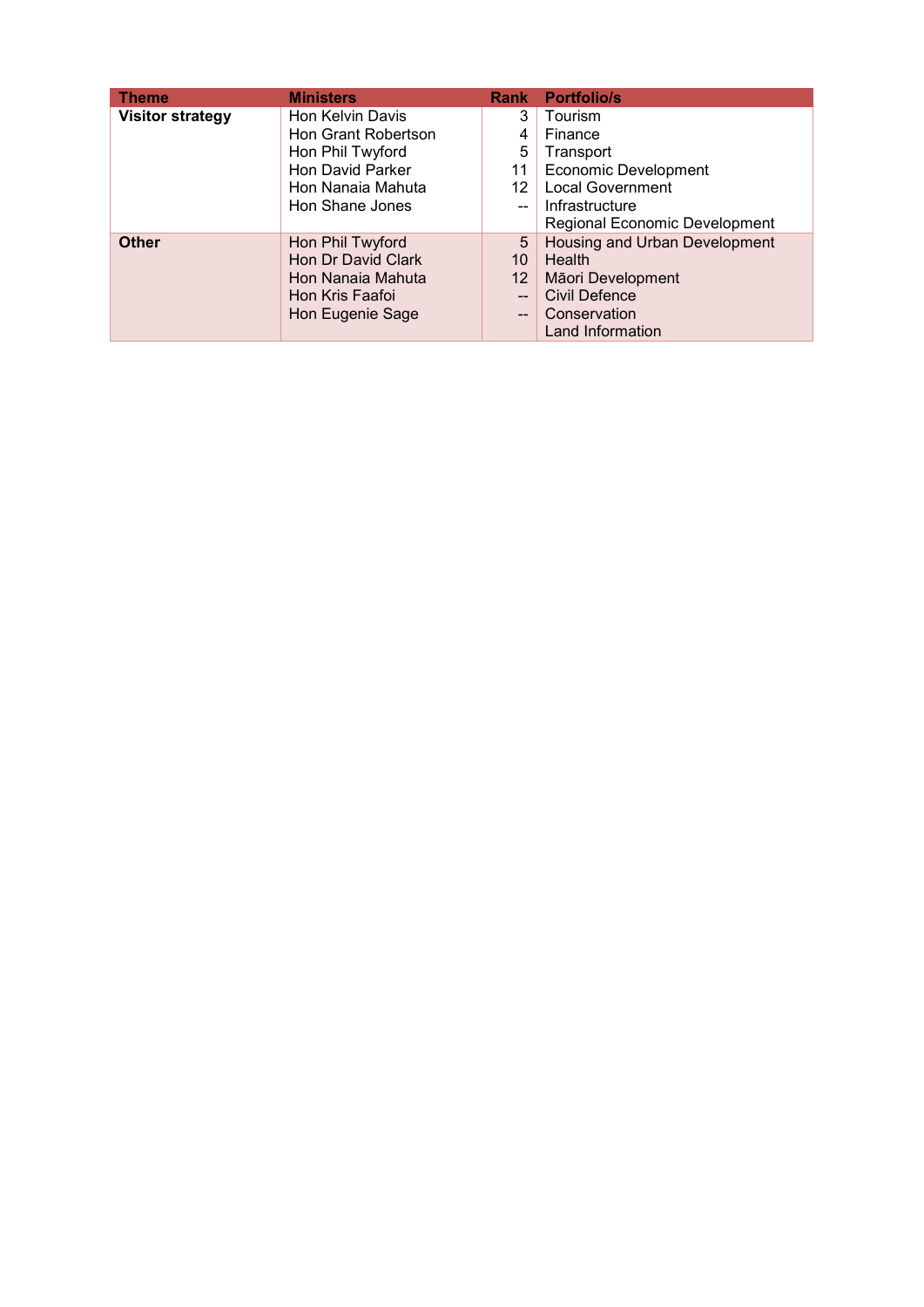| Theme | Ministers | Rank | Portfolio/s |
|---|---|---|---|
| **Visitor strategy** | Hon Kelvin Davis | 3 | Tourism |
| | Hon Grant Robertson | 4 | Finance |
| | Hon Phil Twyford | 5 | Transport |
| | Hon David Parker | 11 | Economic Development |
| | Hon Nanaia Mahuta | 12 | Local Government |
| | Hon Shane Jones | -- | Infrastructure |
| | | | Regional Economic Development |
| **Other** | Hon Phil Twyford | 5 | Housing and Urban Development |
| | Hon Dr David Clark | 10 | Health |
| | Hon Nanaia Mahuta | 12 | Māori Development |
| | Hon Kris Faafoi | -- | Civil Defence |
| | Hon Eugenie Sage | -- | Conservation |
| | | | Land Information |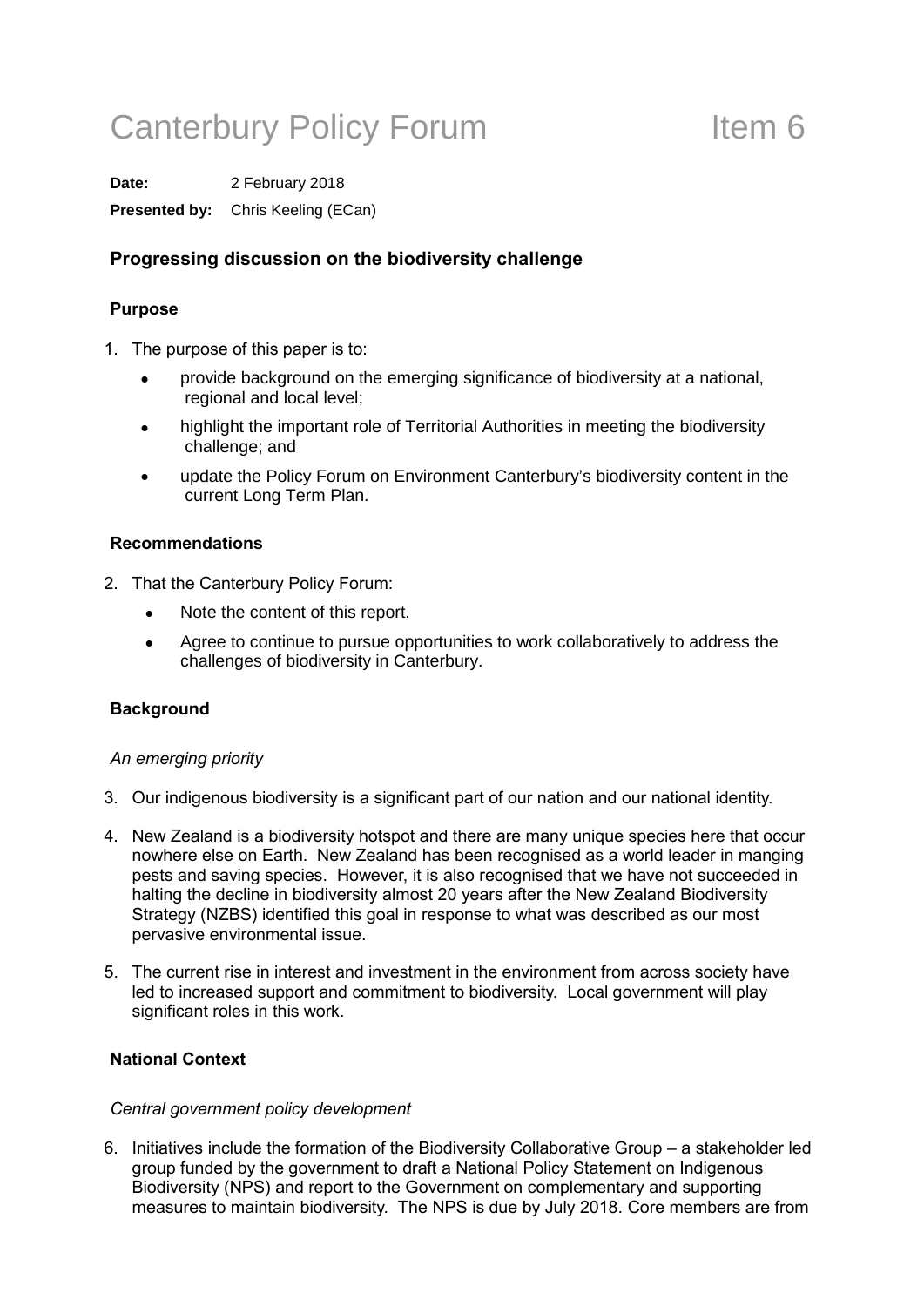# Canterbury Policy Forum Item 6

**Date:** 2 February 2018

**Presented by:** Chris Keeling (ECan)

## Progressing discussion on the biodiversity challenge

### Purpose

1. The purpose of this paper is to:
   - provide background on the emerging significance of biodiversity at a national, regional and local level;
   - highlight the important role of Territorial Authorities in meeting the biodiversity challenge; and
   - update the Policy Forum on Environment Canterbury's biodiversity content in the current Long Term Plan.

### Recommendations

2. That the Canterbury Policy Forum:
   - Note the content of this report.
   - Agree to continue to pursue opportunities to work collaboratively to address the challenges of biodiversity in Canterbury.

### Background

*An emerging priority*

3. Our indigenous biodiversity is a significant part of our nation and our national identity.
4. New Zealand is a biodiversity hotspot and there are many unique species here that occur nowhere else on Earth. New Zealand has been recognised as a world leader in manging pests and saving species. However, it is also recognised that we have not succeeded in halting the decline in biodiversity almost 20 years after the New Zealand Biodiversity Strategy (NZBS) identified this goal in response to what was described as our most pervasive environmental issue.
5. The current rise in interest and investment in the environment from across society have led to increased support and commitment to biodiversity. Local government will play significant roles in this work.

### National Context

*Central government policy development*

6. Initiatives include the formation of the Biodiversity Collaborative Group – a stakeholder led group funded by the government to draft a National Policy Statement on Indigenous Biodiversity (NPS) and report to the Government on complementary and supporting measures to maintain biodiversity. The NPS is due by July 2018. Core members are from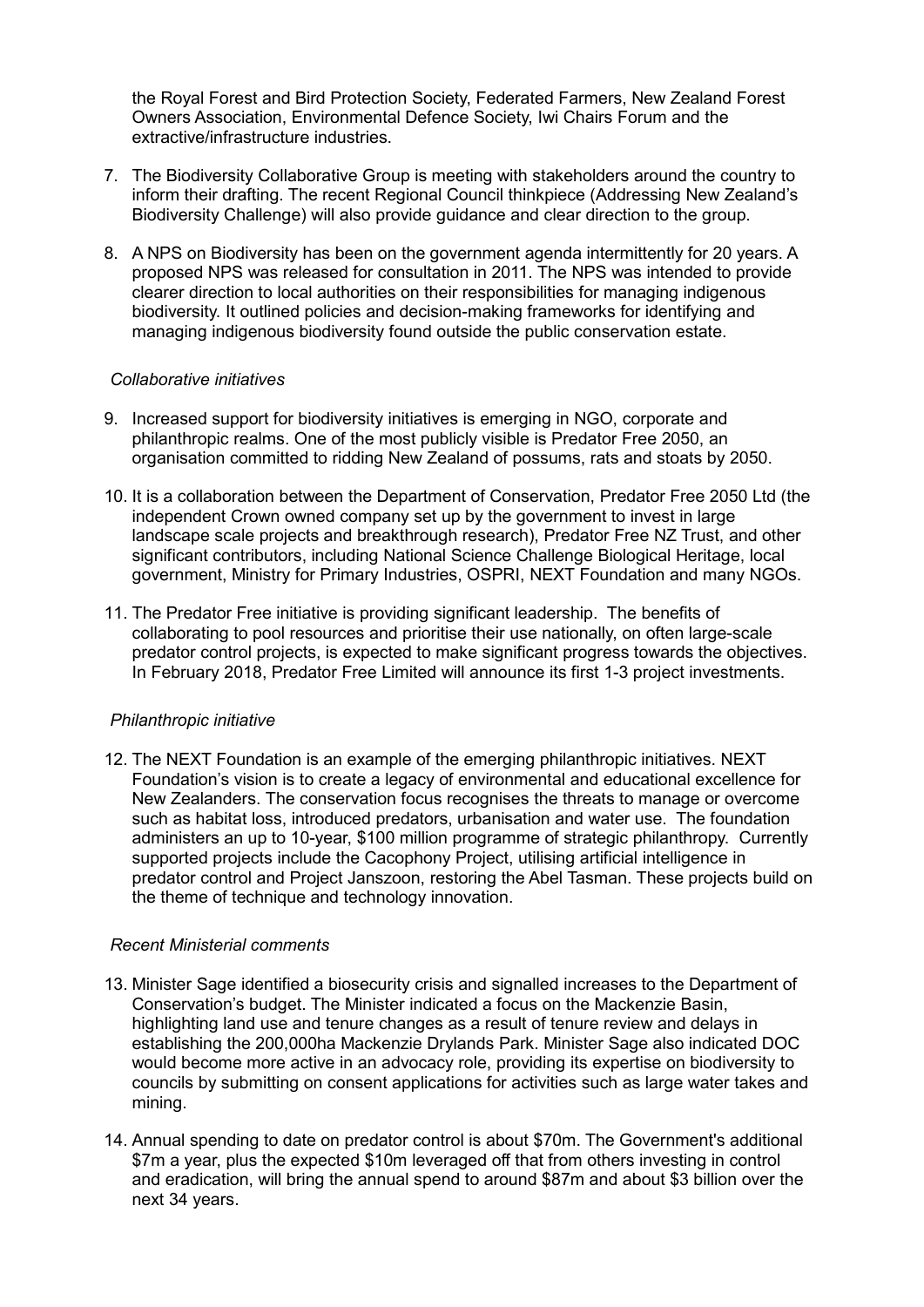the Royal Forest and Bird Protection Society, Federated Farmers, New Zealand Forest Owners Association, Environmental Defence Society, Iwi Chairs Forum and the extractive/infrastructure industries.

7. The Biodiversity Collaborative Group is meeting with stakeholders around the country to inform their drafting. The recent Regional Council thinkpiece (Addressing New Zealand's Biodiversity Challenge) will also provide guidance and clear direction to the group.

8. A NPS on Biodiversity has been on the government agenda intermittently for 20 years. A proposed NPS was released for consultation in 2011. The NPS was intended to provide clearer direction to local authorities on their responsibilities for managing indigenous biodiversity. It outlined policies and decision-making frameworks for identifying and managing indigenous biodiversity found outside the public conservation estate.

*Collaborative initiatives*

9. Increased support for biodiversity initiatives is emerging in NGO, corporate and philanthropic realms. One of the most publicly visible is Predator Free 2050, an organisation committed to ridding New Zealand of possums, rats and stoats by 2050.

10. It is a collaboration between the Department of Conservation, Predator Free 2050 Ltd (the independent Crown owned company set up by the government to invest in large landscape scale projects and breakthrough research), Predator Free NZ Trust, and other significant contributors, including National Science Challenge Biological Heritage, local government, Ministry for Primary Industries, OSPRI, NEXT Foundation and many NGOs.

11. The Predator Free initiative is providing significant leadership. The benefits of collaborating to pool resources and prioritise their use nationally, on often large-scale predator control projects, is expected to make significant progress towards the objectives. In February 2018, Predator Free Limited will announce its first 1-3 project investments.

*Philanthropic initiative*

12. The NEXT Foundation is an example of the emerging philanthropic initiatives. NEXT Foundation's vision is to create a legacy of environmental and educational excellence for New Zealanders. The conservation focus recognises the threats to manage or overcome such as habitat loss, introduced predators, urbanisation and water use. The foundation administers an up to 10-year, $100 million programme of strategic philanthropy. Currently supported projects include the Cacophony Project, utilising artificial intelligence in predator control and Project Janszoon, restoring the Abel Tasman. These projects build on the theme of technique and technology innovation.

*Recent Ministerial comments*

13. Minister Sage identified a biosecurity crisis and signalled increases to the Department of Conservation's budget. The Minister indicated a focus on the Mackenzie Basin, highlighting land use and tenure changes as a result of tenure review and delays in establishing the 200,000ha Mackenzie Drylands Park. Minister Sage also indicated DOC would become more active in an advocacy role, providing its expertise on biodiversity to councils by submitting on consent applications for activities such as large water takes and mining.

14. Annual spending to date on predator control is about $70m. The Government's additional $7m a year, plus the expected $10m leveraged off that from others investing in control and eradication, will bring the annual spend to around $87m and about $3 billion over the next 34 years.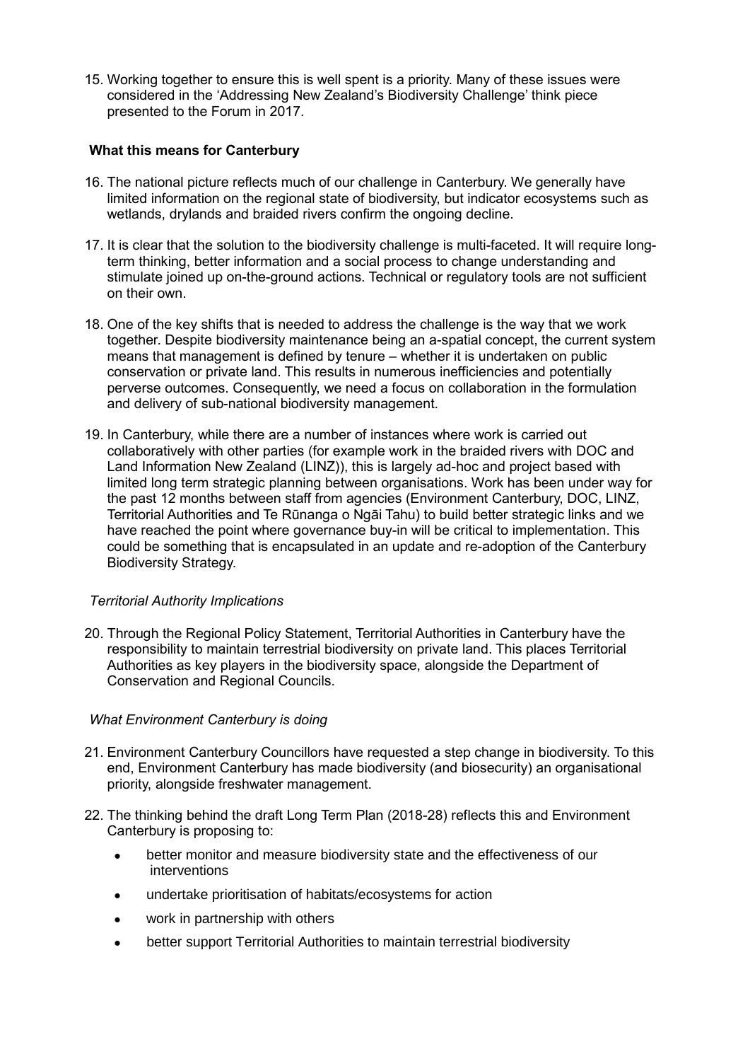15. Working together to ensure this is well spent is a priority. Many of these issues were considered in the 'Addressing New Zealand's Biodiversity Challenge' think piece presented to the Forum in 2017.

**What this means for Canterbury**

16. The national picture reflects much of our challenge in Canterbury. We generally have limited information on the regional state of biodiversity, but indicator ecosystems such as wetlands, drylands and braided rivers confirm the ongoing decline.

17. It is clear that the solution to the biodiversity challenge is multi-faceted. It will require long-term thinking, better information and a social process to change understanding and stimulate joined up on-the-ground actions. Technical or regulatory tools are not sufficient on their own.

18. One of the key shifts that is needed to address the challenge is the way that we work together. Despite biodiversity maintenance being an a-spatial concept, the current system means that management is defined by tenure – whether it is undertaken on public conservation or private land. This results in numerous inefficiencies and potentially perverse outcomes. Consequently, we need a focus on collaboration in the formulation and delivery of sub-national biodiversity management.

19. In Canterbury, while there are a number of instances where work is carried out collaboratively with other parties (for example work in the braided rivers with DOC and Land Information New Zealand (LINZ)), this is largely ad-hoc and project based with limited long term strategic planning between organisations. Work has been under way for the past 12 months between staff from agencies (Environment Canterbury, DOC, LINZ, Territorial Authorities and Te Rūnanga o Ngāi Tahu) to build better strategic links and we have reached the point where governance buy-in will be critical to implementation. This could be something that is encapsulated in an update and re-adoption of the Canterbury Biodiversity Strategy.

*Territorial Authority Implications*

20. Through the Regional Policy Statement, Territorial Authorities in Canterbury have the responsibility to maintain terrestrial biodiversity on private land. This places Territorial Authorities as key players in the biodiversity space, alongside the Department of Conservation and Regional Councils.

*What Environment Canterbury is doing*

21. Environment Canterbury Councillors have requested a step change in biodiversity. To this end, Environment Canterbury has made biodiversity (and biosecurity) an organisational priority, alongside freshwater management.

22. The thinking behind the draft Long Term Plan (2018-28) reflects this and Environment Canterbury is proposing to:
    - better monitor and measure biodiversity state and the effectiveness of our interventions
    - undertake prioritisation of habitats/ecosystems for action
    - work in partnership with others
    - better support Territorial Authorities to maintain terrestrial biodiversity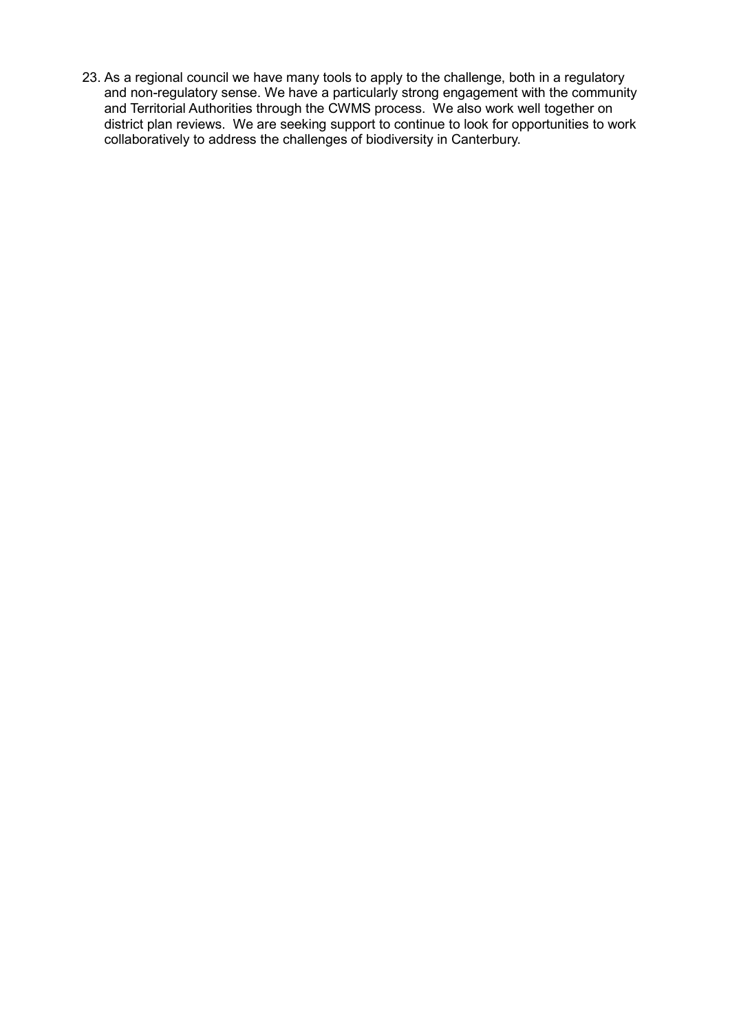23. As a regional council we have many tools to apply to the challenge, both in a regulatory and non-regulatory sense. We have a particularly strong engagement with the community and Territorial Authorities through the CWMS process. We also work well together on district plan reviews. We are seeking support to continue to look for opportunities to work collaboratively to address the challenges of biodiversity in Canterbury.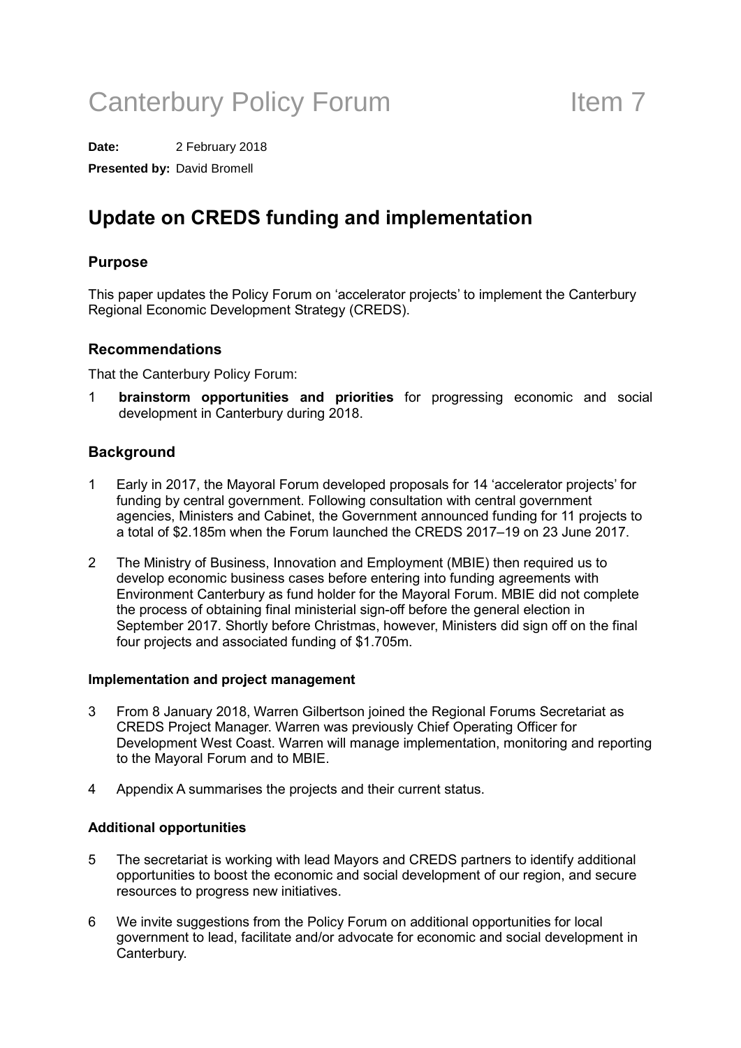# Canterbury Policy Forum Item 7

**Date:** 2 February 2018

**Presented by:** David Bromell

## Update on CREDS funding and implementation

### Purpose

This paper updates the Policy Forum on 'accelerator projects' to implement the Canterbury Regional Economic Development Strategy (CREDS).

### Recommendations

That the Canterbury Policy Forum:

1 **brainstorm opportunities and priorities** for progressing economic and social development in Canterbury during 2018.

### Background

1 Early in 2017, the Mayoral Forum developed proposals for 14 'accelerator projects' for funding by central government. Following consultation with central government agencies, Ministers and Cabinet, the Government announced funding for 11 projects to a total of $2.185m when the Forum launched the CREDS 2017–19 on 23 June 2017.

2 The Ministry of Business, Innovation and Employment (MBIE) then required us to develop economic business cases before entering into funding agreements with Environment Canterbury as fund holder for the Mayoral Forum. MBIE did not complete the process of obtaining final ministerial sign-off before the general election in September 2017. Shortly before Christmas, however, Ministers did sign off on the final four projects and associated funding of $1.705m.

#### Implementation and project management

3 From 8 January 2018, Warren Gilbertson joined the Regional Forums Secretariat as CREDS Project Manager. Warren was previously Chief Operating Officer for Development West Coast. Warren will manage implementation, monitoring and reporting to the Mayoral Forum and to MBIE.

4 Appendix A summarises the projects and their current status.

#### Additional opportunities

5 The secretariat is working with lead Mayors and CREDS partners to identify additional opportunities to boost the economic and social development of our region, and secure resources to progress new initiatives.

6 We invite suggestions from the Policy Forum on additional opportunities for local government to lead, facilitate and/or advocate for economic and social development in Canterbury.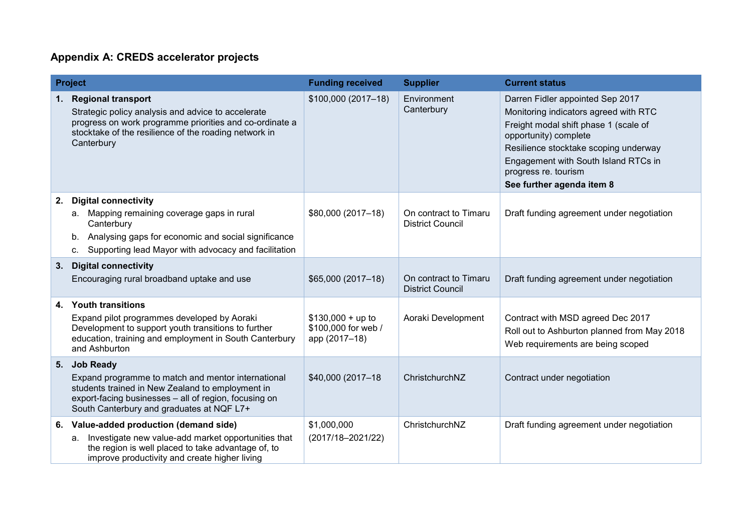## Appendix A: CREDS accelerator projects

| Project | Funding received | Supplier | Current status |
|---|---|---|---|
| **1. Regional transport**<br>Strategic policy analysis and advice to accelerate progress on work programme priorities and co-ordinate a stocktake of the resilience of the roading network in Canterbury | $100,000 (2017–18) | Environment Canterbury | Darren Fidler appointed Sep 2017<br>Monitoring indicators agreed with RTC<br>Freight modal shift phase 1 (scale of opportunity) complete<br>Resilience stocktake scoping underway<br>Engagement with South Island RTCs in progress re. tourism<br>**See further agenda item 8** |
| **2. Digital connectivity**<br>a. Mapping remaining coverage gaps in rural Canterbury<br>b. Analysing gaps for economic and social significance<br>c. Supporting lead Mayor with advocacy and facilitation | $80,000 (2017–18) | On contract to Timaru District Council | Draft funding agreement under negotiation |
| **3. Digital connectivity**<br>Encouraging rural broadband uptake and use | $65,000 (2017–18) | On contract to Timaru District Council | Draft funding agreement under negotiation |
| **4. Youth transitions**<br>Expand pilot programmes developed by Aoraki Development to support youth transitions to further education, training and employment in South Canterbury and Ashburton | $130,000 + up to $100,000 for web / app (2017–18) | Aoraki Development | Contract with MSD agreed Dec 2017<br>Roll out to Ashburton planned from May 2018<br>Web requirements are being scoped |
| **5. Job Ready**<br>Expand programme to match and mentor international students trained in New Zealand to employment in export-facing businesses – all of region, focusing on South Canterbury and graduates at NQF L7+ | $40,000 (2017–18 | ChristchurchNZ | Contract under negotiation |
| **6. Value-added production (demand side)**<br>a. Investigate new value-add market opportunities that the region is well placed to take advantage of, to improve productivity and create higher living | $1,000,000<br>(2017/18–2021/22) | ChristchurchNZ | Draft funding agreement under negotiation |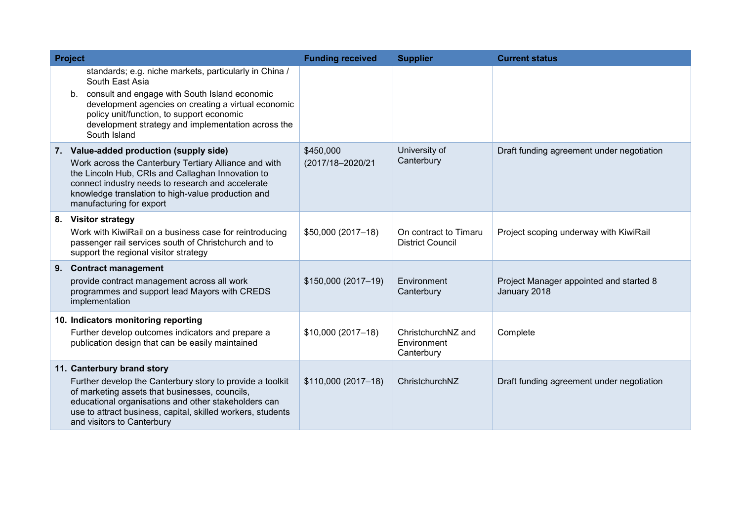| Project | Funding received | Supplier | Current status |
|---|---|---|---|
| standards; e.g. niche markets, particularly in China / South East Asia<br>b. consult and engage with South Island economic development agencies on creating a virtual economic policy unit/function, to support economic development strategy and implementation across the South Island | | | |
| **7. Value-added production (supply side)**<br>Work across the Canterbury Tertiary Alliance and with the Lincoln Hub, CRIs and Callaghan Innovation to connect industry needs to research and accelerate knowledge translation to high-value production and manufacturing for export | $450,000 (2017/18–2020/21 | University of Canterbury | Draft funding agreement under negotiation |
| **8. Visitor strategy**<br>Work with KiwiRail on a business case for reintroducing passenger rail services south of Christchurch and to support the regional visitor strategy | $50,000 (2017–18) | On contract to Timaru District Council | Project scoping underway with KiwiRail |
| **9. Contract management**<br>provide contract management across all work programmes and support lead Mayors with CREDS implementation | $150,000 (2017–19) | Environment Canterbury | Project Manager appointed and started 8 January 2018 |
| **10. Indicators monitoring reporting**<br>Further develop outcomes indicators and prepare a publication design that can be easily maintained | $10,000 (2017–18) | ChristchurchNZ and Environment Canterbury | Complete |
| **11. Canterbury brand story**<br>Further develop the Canterbury story to provide a toolkit of marketing assets that businesses, councils, educational organisations and other stakeholders can use to attract business, capital, skilled workers, students and visitors to Canterbury | $110,000 (2017–18) | ChristchurchNZ | Draft funding agreement under negotiation |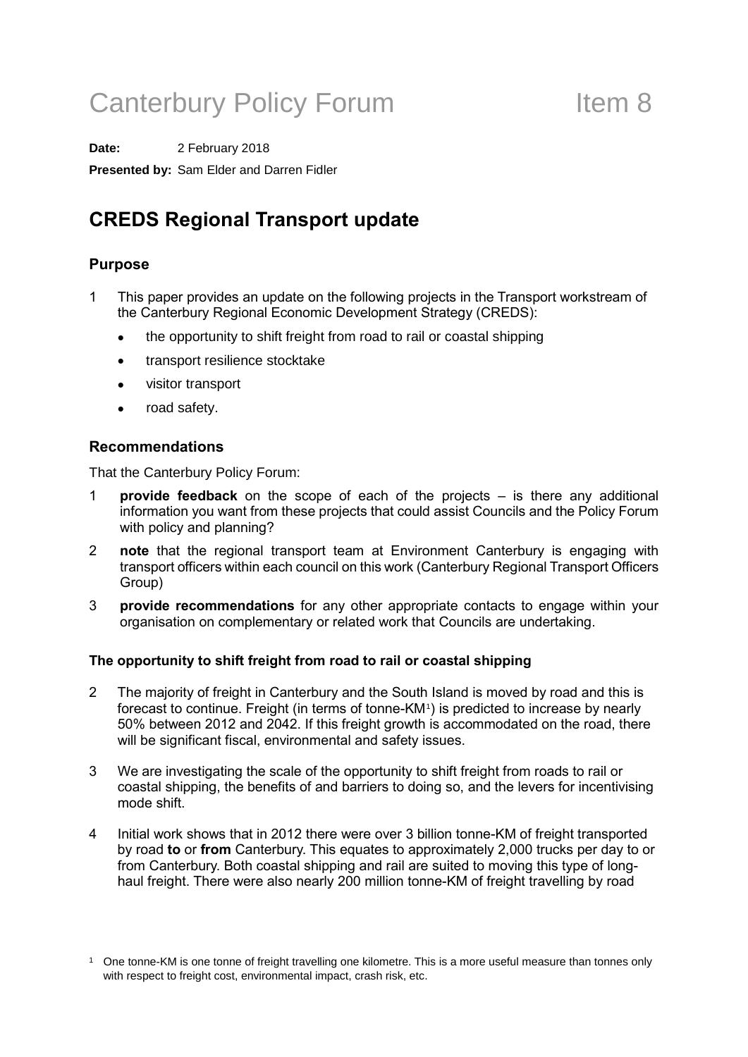# Canterbury Policy Forum Item 8

**Date:** 2 February 2018

**Presented by:** Sam Elder and Darren Fidler

## CREDS Regional Transport update

### Purpose

1 This paper provides an update on the following projects in the Transport workstream of the Canterbury Regional Economic Development Strategy (CREDS):

- the opportunity to shift freight from road to rail or coastal shipping
- transport resilience stocktake
- visitor transport
- road safety.

### Recommendations

That the Canterbury Policy Forum:

1 **provide feedback** on the scope of each of the projects – is there any additional information you want from these projects that could assist Councils and the Policy Forum with policy and planning?

2 **note** that the regional transport team at Environment Canterbury is engaging with transport officers within each council on this work (Canterbury Regional Transport Officers Group)

3 **provide recommendations** for any other appropriate contacts to engage within your organisation on complementary or related work that Councils are undertaking.

#### The opportunity to shift freight from road to rail or coastal shipping

2 The majority of freight in Canterbury and the South Island is moved by road and this is forecast to continue. Freight (in terms of tonne-KM[1]) is predicted to increase by nearly 50% between 2012 and 2042. If this freight growth is accommodated on the road, there will be significant fiscal, environmental and safety issues.

3 We are investigating the scale of the opportunity to shift freight from roads to rail or coastal shipping, the benefits of and barriers to doing so, and the levers for incentivising mode shift.

4 Initial work shows that in 2012 there were over 3 billion tonne-KM of freight transported by road **to** or **from** Canterbury. This equates to approximately 2,000 trucks per day to or from Canterbury. Both coastal shipping and rail are suited to moving this type of long-haul freight. There were also nearly 200 million tonne-KM of freight travelling by road

[1] One tonne-KM is one tonne of freight travelling one kilometre. This is a more useful measure than tonnes only with respect to freight cost, environmental impact, crash risk, etc.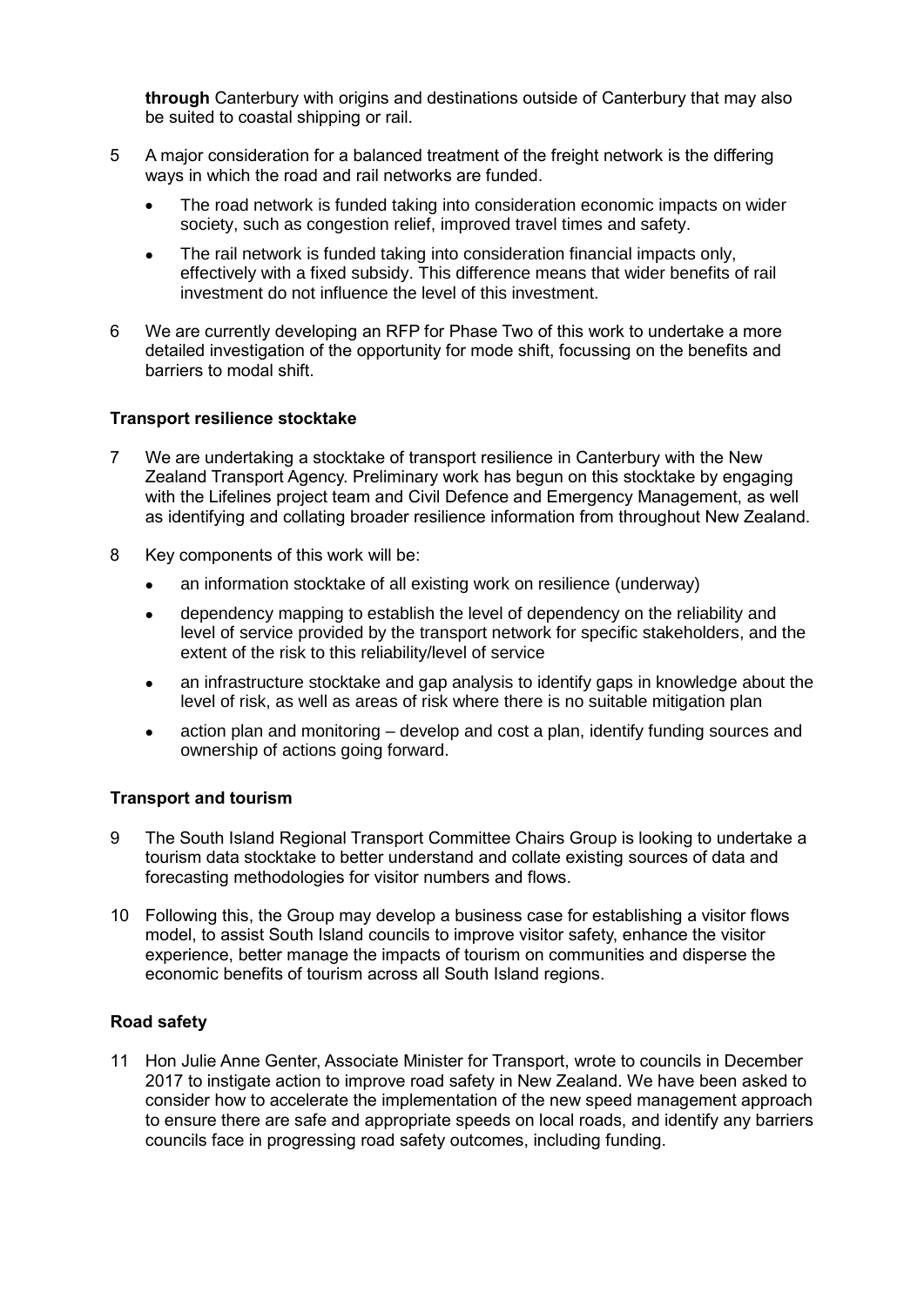**through** Canterbury with origins and destinations outside of Canterbury that may also be suited to coastal shipping or rail.

5 A major consideration for a balanced treatment of the freight network is the differing ways in which the road and rail networks are funded.

- The road network is funded taking into consideration economic impacts on wider society, such as congestion relief, improved travel times and safety.
- The rail network is funded taking into consideration financial impacts only, effectively with a fixed subsidy. This difference means that wider benefits of rail investment do not influence the level of this investment.

6 We are currently developing an RFP for Phase Two of this work to undertake a more detailed investigation of the opportunity for mode shift, focussing on the benefits and barriers to modal shift.

**Transport resilience stocktake**

7 We are undertaking a stocktake of transport resilience in Canterbury with the New Zealand Transport Agency. Preliminary work has begun on this stocktake by engaging with the Lifelines project team and Civil Defence and Emergency Management, as well as identifying and collating broader resilience information from throughout New Zealand.

8 Key components of this work will be:

- an information stocktake of all existing work on resilience (underway)
- dependency mapping to establish the level of dependency on the reliability and level of service provided by the transport network for specific stakeholders, and the extent of the risk to this reliability/level of service
- an infrastructure stocktake and gap analysis to identify gaps in knowledge about the level of risk, as well as areas of risk where there is no suitable mitigation plan
- action plan and monitoring – develop and cost a plan, identify funding sources and ownership of actions going forward.

**Transport and tourism**

9 The South Island Regional Transport Committee Chairs Group is looking to undertake a tourism data stocktake to better understand and collate existing sources of data and forecasting methodologies for visitor numbers and flows.

10 Following this, the Group may develop a business case for establishing a visitor flows model, to assist South Island councils to improve visitor safety, enhance the visitor experience, better manage the impacts of tourism on communities and disperse the economic benefits of tourism across all South Island regions.

**Road safety**

11 Hon Julie Anne Genter, Associate Minister for Transport, wrote to councils in December 2017 to instigate action to improve road safety in New Zealand. We have been asked to consider how to accelerate the implementation of the new speed management approach to ensure there are safe and appropriate speeds on local roads, and identify any barriers councils face in progressing road safety outcomes, including funding.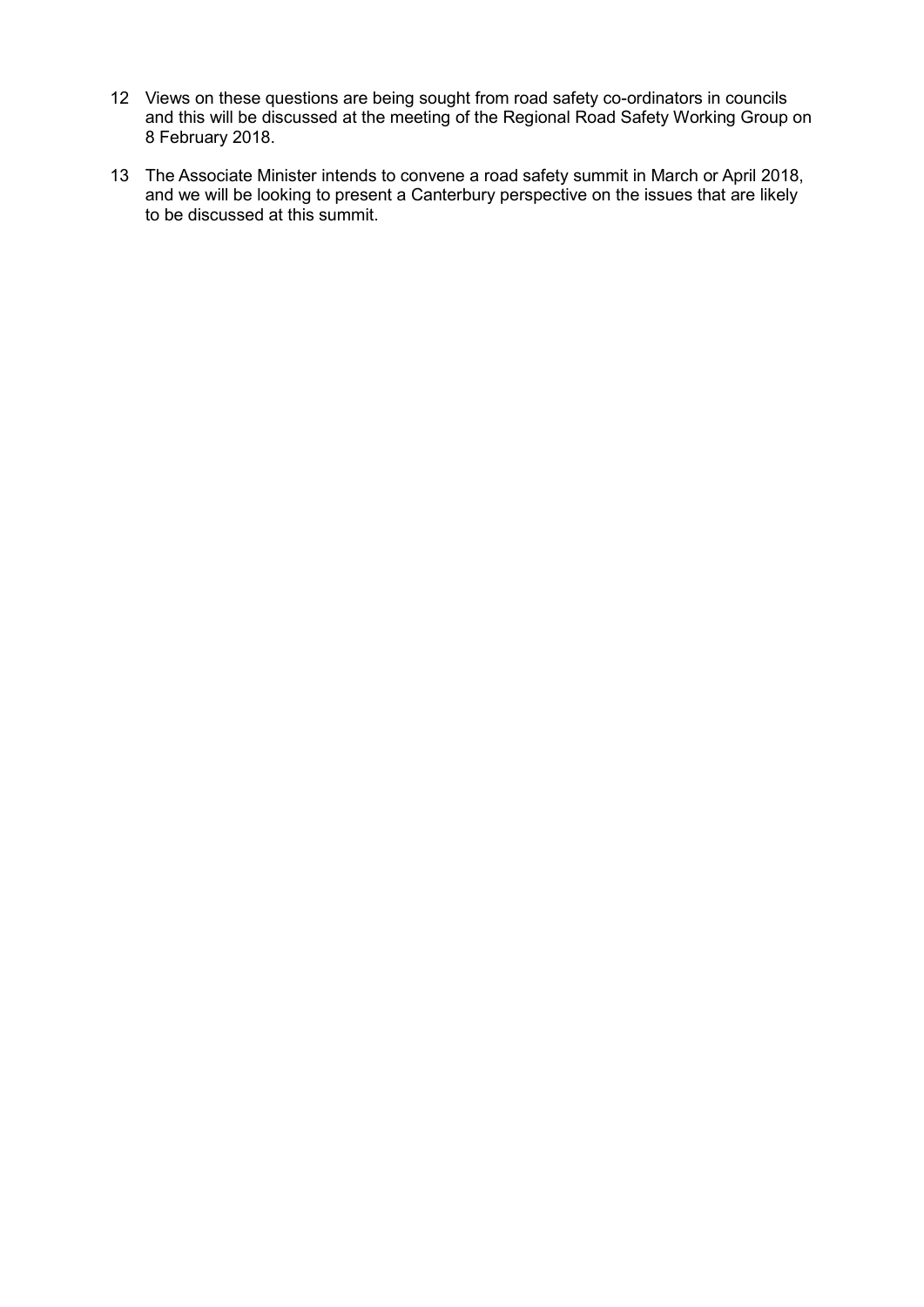12 Views on these questions are being sought from road safety co-ordinators in councils and this will be discussed at the meeting of the Regional Road Safety Working Group on 8 February 2018.

13 The Associate Minister intends to convene a road safety summit in March or April 2018, and we will be looking to present a Canterbury perspective on the issues that are likely to be discussed at this summit.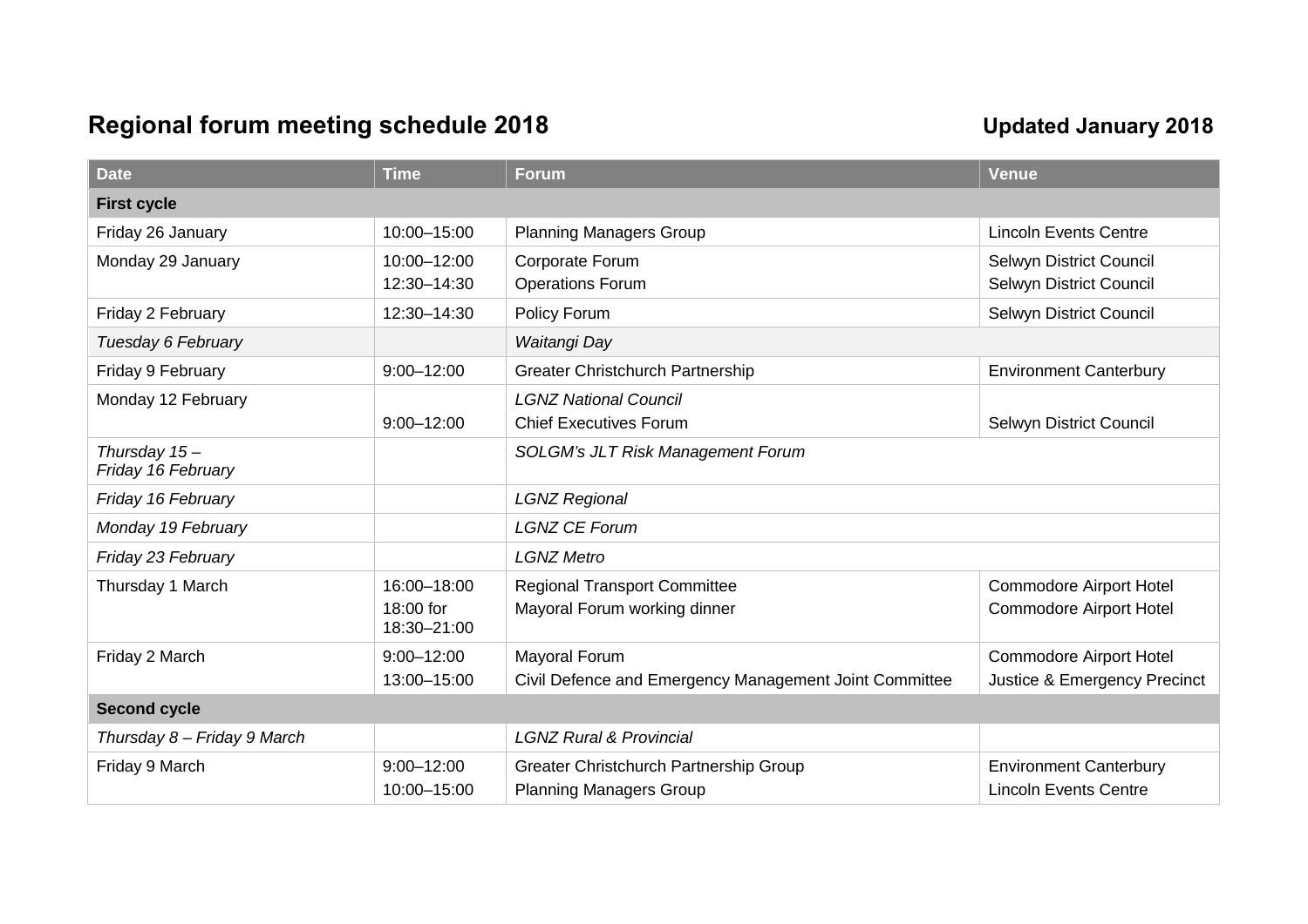## Regional forum meeting schedule 2018

**Updated January 2018**

| Date | Time | Forum | Venue |
|---|---|---|---|
| **First cycle** | | | |
| Friday 26 January | 10:00–15:00 | Planning Managers Group | Lincoln Events Centre |
| Monday 29 January | 10:00–12:00<br>12:30–14:30 | Corporate Forum<br>Operations Forum | Selwyn District Council<br>Selwyn District Council |
| Friday 2 February | 12:30–14:30 | Policy Forum | Selwyn District Council |
| *Tuesday 6 February* | | *Waitangi Day* | |
| Friday 9 February | 9:00–12:00 | Greater Christchurch Partnership | Environment Canterbury |
| Monday 12 February | <br>9:00–12:00 | *LGNZ National Council*<br>Chief Executives Forum | <br>Selwyn District Council |
| *Thursday 15 – Friday 16 February* | | *SOLGM's JLT Risk Management Forum* | |
| *Friday 16 February* | | *LGNZ Regional* | |
| *Monday 19 February* | | *LGNZ CE Forum* | |
| *Friday 23 February* | | *LGNZ Metro* | |
| Thursday 1 March | 16:00–18:00<br>18:00 for 18:30–21:00 | Regional Transport Committee<br>Mayoral Forum working dinner | Commodore Airport Hotel<br>Commodore Airport Hotel |
| Friday 2 March | 9:00–12:00<br>13:00–15:00 | Mayoral Forum<br>Civil Defence and Emergency Management Joint Committee | Commodore Airport Hotel<br>Justice & Emergency Precinct |
| **Second cycle** | | | |
| *Thursday 8 – Friday 9 March* | | *LGNZ Rural & Provincial* | |
| Friday 9 March | 9:00–12:00<br>10:00–15:00 | Greater Christchurch Partnership Group<br>Planning Managers Group | Environment Canterbury<br>Lincoln Events Centre |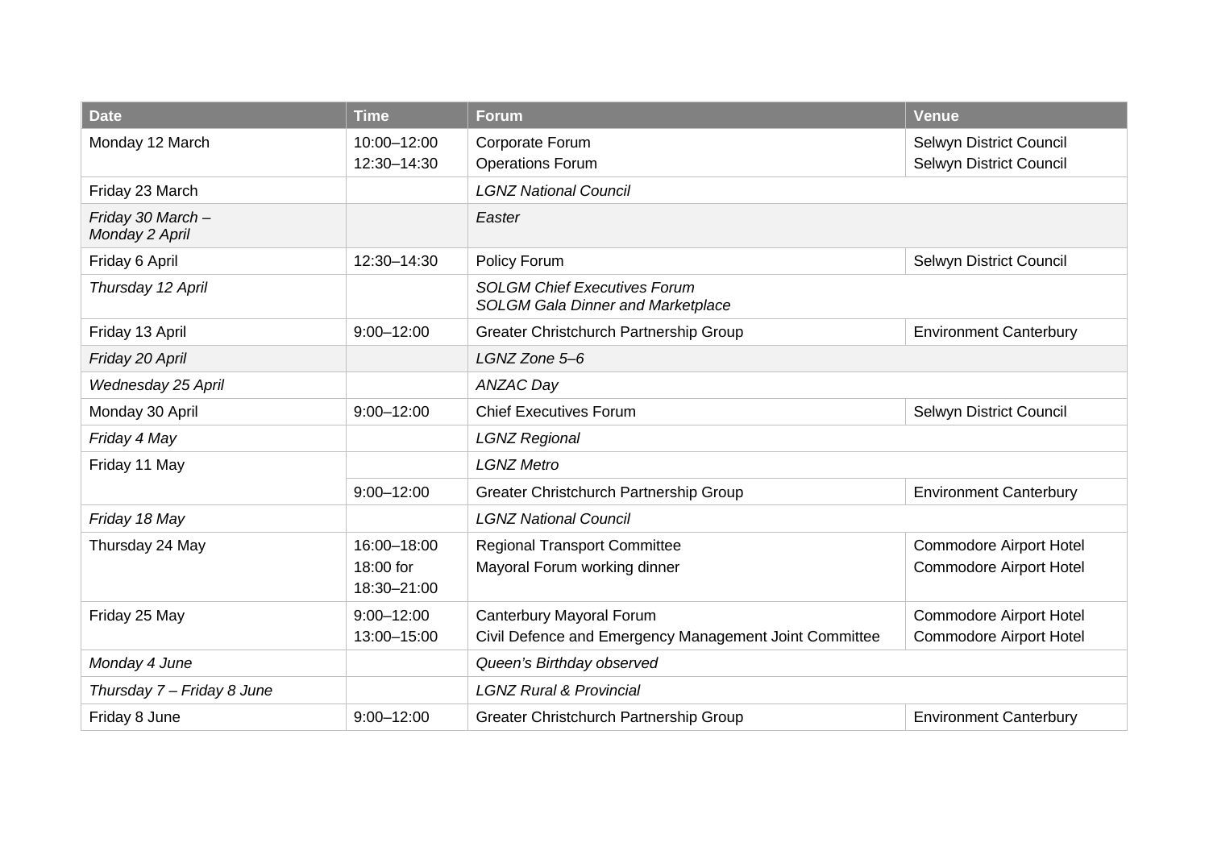| Date | Time | Forum | Venue |
| --- | --- | --- | --- |
| Monday 12 March | 10:00–12:00<br>12:30–14:30 | Corporate Forum<br>Operations Forum | Selwyn District Council<br>Selwyn District Council |
| Friday 23 March | | *LGNZ National Council* | |
| *Friday 30 March – Monday 2 April* | | *Easter* | |
| Friday 6 April | 12:30–14:30 | Policy Forum | Selwyn District Council |
| *Thursday 12 April* | | *SOLGM Chief Executives Forum*<br>*SOLGM Gala Dinner and Marketplace* | |
| Friday 13 April | 9:00–12:00 | Greater Christchurch Partnership Group | Environment Canterbury |
| *Friday 20 April* | | *LGNZ Zone 5–6* | |
| *Wednesday 25 April* | | *ANZAC Day* | |
| Monday 30 April | 9:00–12:00 | Chief Executives Forum | Selwyn District Council |
| *Friday 4 May* | | *LGNZ Regional* | |
| Friday 11 May | | *LGNZ Metro* | |
| | 9:00–12:00 | Greater Christchurch Partnership Group | Environment Canterbury |
| *Friday 18 May* | | *LGNZ National Council* | |
| Thursday 24 May | 16:00–18:00<br>18:00 for 18:30–21:00 | Regional Transport Committee<br>Mayoral Forum working dinner | Commodore Airport Hotel<br>Commodore Airport Hotel |
| Friday 25 May | 9:00–12:00<br>13:00–15:00 | Canterbury Mayoral Forum<br>Civil Defence and Emergency Management Joint Committee | Commodore Airport Hotel<br>Commodore Airport Hotel |
| *Monday 4 June* | | *Queen's Birthday observed* | |
| *Thursday 7 – Friday 8 June* | | *LGNZ Rural & Provincial* | |
| Friday 8 June | 9:00–12:00 | Greater Christchurch Partnership Group | Environment Canterbury |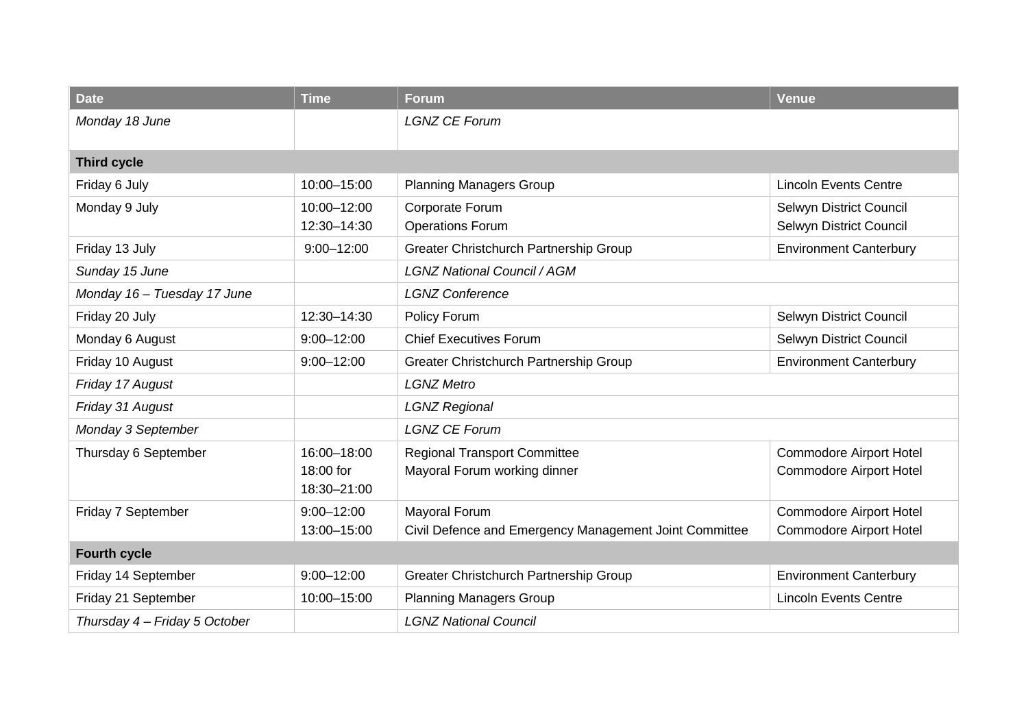| Date | Time | Forum | Venue |
| --- | --- | --- | --- |
| *Monday 18 June* | | *LGNZ CE Forum* | |
| **Third cycle** | | | |
| Friday 6 July | 10:00–15:00 | Planning Managers Group | Lincoln Events Centre |
| Monday 9 July | 10:00–12:00<br>12:30–14:30 | Corporate Forum<br>Operations Forum | Selwyn District Council<br>Selwyn District Council |
| Friday 13 July | 9:00–12:00 | Greater Christchurch Partnership Group | Environment Canterbury |
| *Sunday 15 June* | | *LGNZ National Council / AGM* | |
| *Monday 16 – Tuesday 17 June* | | *LGNZ Conference* | |
| Friday 20 July | 12:30–14:30 | Policy Forum | Selwyn District Council |
| Monday 6 August | 9:00–12:00 | Chief Executives Forum | Selwyn District Council |
| Friday 10 August | 9:00–12:00 | Greater Christchurch Partnership Group | Environment Canterbury |
| *Friday 17 August* | | *LGNZ Metro* | |
| *Friday 31 August* | | *LGNZ Regional* | |
| *Monday 3 September* | | *LGNZ CE Forum* | |
| Thursday 6 September | 16:00–18:00<br>18:00 for<br>18:30–21:00 | Regional Transport Committee<br>Mayoral Forum working dinner | Commodore Airport Hotel<br>Commodore Airport Hotel |
| Friday 7 September | 9:00–12:00<br>13:00–15:00 | Mayoral Forum<br>Civil Defence and Emergency Management Joint Committee | Commodore Airport Hotel<br>Commodore Airport Hotel |
| **Fourth cycle** | | | |
| Friday 14 September | 9:00–12:00 | Greater Christchurch Partnership Group | Environment Canterbury |
| Friday 21 September | 10:00–15:00 | Planning Managers Group | Lincoln Events Centre |
| *Thursday 4 – Friday 5 October* | | *LGNZ National Council* | |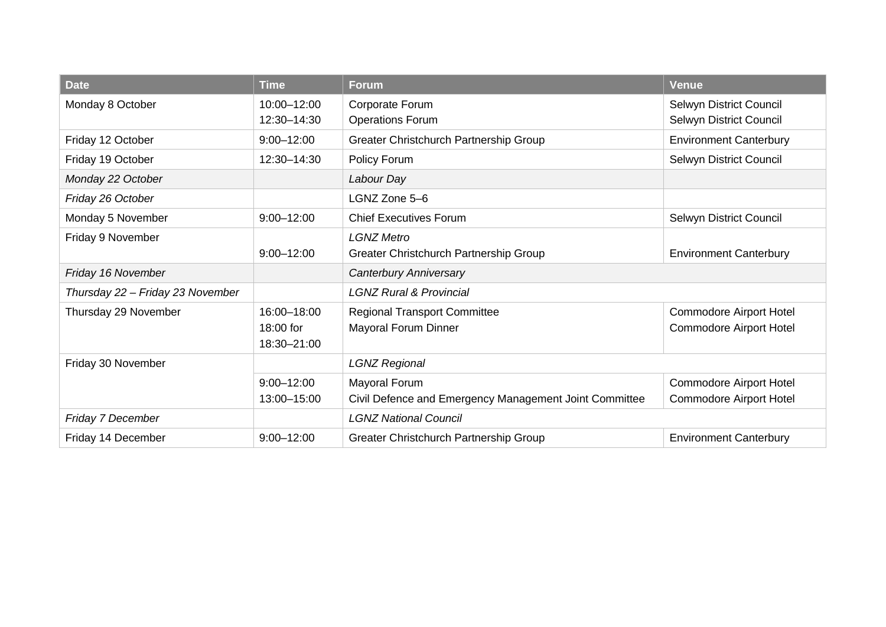| Date | Time | Forum | Venue |
|---|---|---|---|
| Monday 8 October | 10:00–12:00<br>12:30–14:30 | Corporate Forum<br>Operations Forum | Selwyn District Council<br>Selwyn District Council |
| Friday 12 October | 9:00–12:00 | Greater Christchurch Partnership Group | Environment Canterbury |
| Friday 19 October | 12:30–14:30 | Policy Forum | Selwyn District Council |
| *Monday 22 October* | | *Labour Day* | |
| *Friday 26 October* | | LGNZ Zone 5–6 | |
| Monday 5 November | 9:00–12:00 | Chief Executives Forum | Selwyn District Council |
| Friday 9 November | <br>9:00–12:00 | *LGNZ Metro*<br>Greater Christchurch Partnership Group | <br>Environment Canterbury |
| *Friday 16 November* | | *Canterbury Anniversary* | |
| *Thursday 22 – Friday 23 November* | | *LGNZ Rural & Provincial* | |
| Thursday 29 November | 16:00–18:00<br>18:00 for<br>18:30–21:00 | Regional Transport Committee<br>Mayoral Forum Dinner | Commodore Airport Hotel<br>Commodore Airport Hotel |
| Friday 30 November | | *LGNZ Regional* | |
| | 9:00–12:00<br>13:00–15:00 | Mayoral Forum<br>Civil Defence and Emergency Management Joint Committee | Commodore Airport Hotel<br>Commodore Airport Hotel |
| *Friday 7 December* | | *LGNZ National Council* | |
| Friday 14 December | 9:00–12:00 | Greater Christchurch Partnership Group | Environment Canterbury |